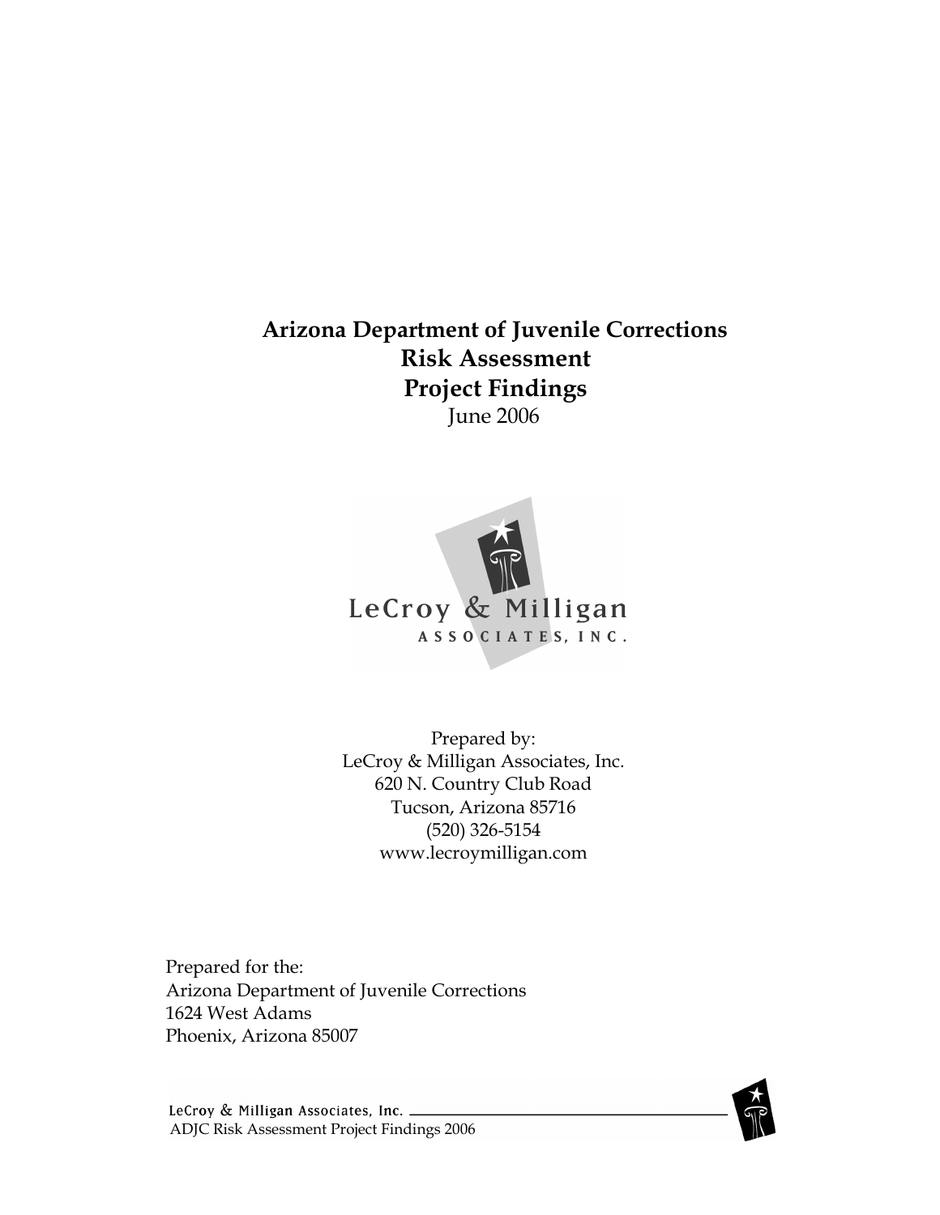# Arizona Department of Juvenile Corrections Risk Assessment Project Findings

June 2006

Prepared by:
LeCroy & Milligan Associates, Inc.
620 N. Country Club Road
Tucson, Arizona 85716
(520) 326-5154
www.lecroymilligan.com

Prepared for the:
Arizona Department of Juvenile Corrections
1624 West Adams
Phoenix, Arizona 85007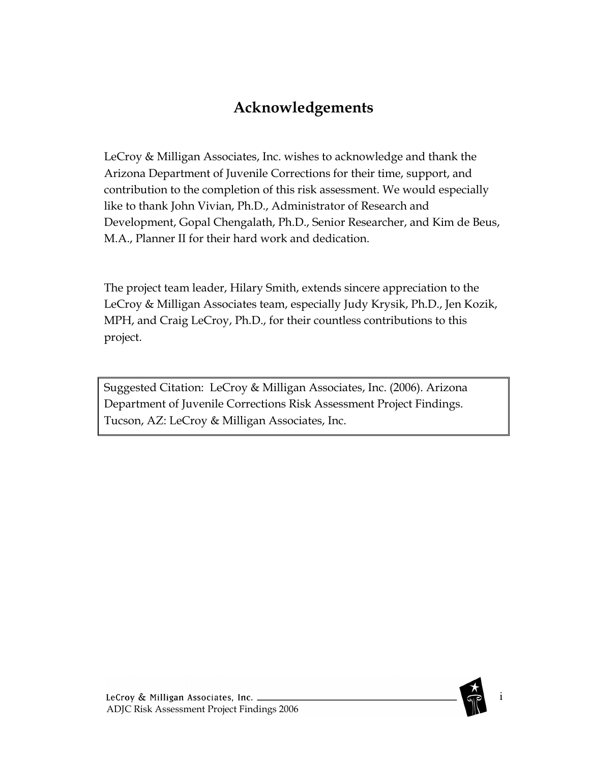# Acknowledgements

LeCroy & Milligan Associates, Inc. wishes to acknowledge and thank the Arizona Department of Juvenile Corrections for their time, support, and contribution to the completion of this risk assessment. We would especially like to thank John Vivian, Ph.D., Administrator of Research and Development, Gopal Chengalath, Ph.D., Senior Researcher, and Kim de Beus, M.A., Planner II for their hard work and dedication.

The project team leader, Hilary Smith, extends sincere appreciation to the LeCroy & Milligan Associates team, especially Judy Krysik, Ph.D., Jen Kozik, MPH, and Craig LeCroy, Ph.D., for their countless contributions to this project.

Suggested Citation: LeCroy & Milligan Associates, Inc. (2006). Arizona Department of Juvenile Corrections Risk Assessment Project Findings. Tucson, AZ: LeCroy & Milligan Associates, Inc.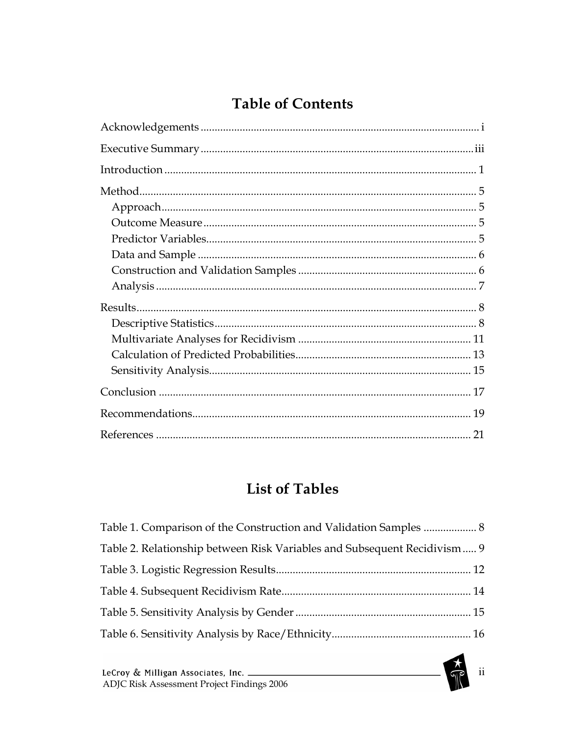# Table of Contents

Acknowledgements .................................................................................................. i

Executive Summary ................................................................................................ iii

Introduction ............................................................................................................. 1

Method...................................................................................................................... 5
- Approach ............................................................................................................ 5
- Outcome Measure ............................................................................................. 5
- Predictor Variables............................................................................................ 5
- Data and Sample ............................................................................................... 6
- Construction and Validation Samples ............................................................ 6
- Analysis .............................................................................................................. 7

Results....................................................................................................................... 8
- Descriptive Statistics.......................................................................................... 8
- Multivariate Analyses for Recidivism ........................................................... 11
- Calculation of Predicted Probabilities............................................................ 13
- Sensitivity Analysis.......................................................................................... 15

Conclusion ............................................................................................................. 17

Recommendations.................................................................................................. 19

References .............................................................................................................. 21

# List of Tables

Table 1. Comparison of the Construction and Validation Samples .................. 8

Table 2. Relationship between Risk Variables and Subsequent Recidivism ..... 9

Table 3. Logistic Regression Results..................................................................... 12

Table 4. Subsequent Recidivism Rate................................................................... 14

Table 5. Sensitivity Analysis by Gender .............................................................. 15

Table 6. Sensitivity Analysis by Race/Ethnicity.................................................. 16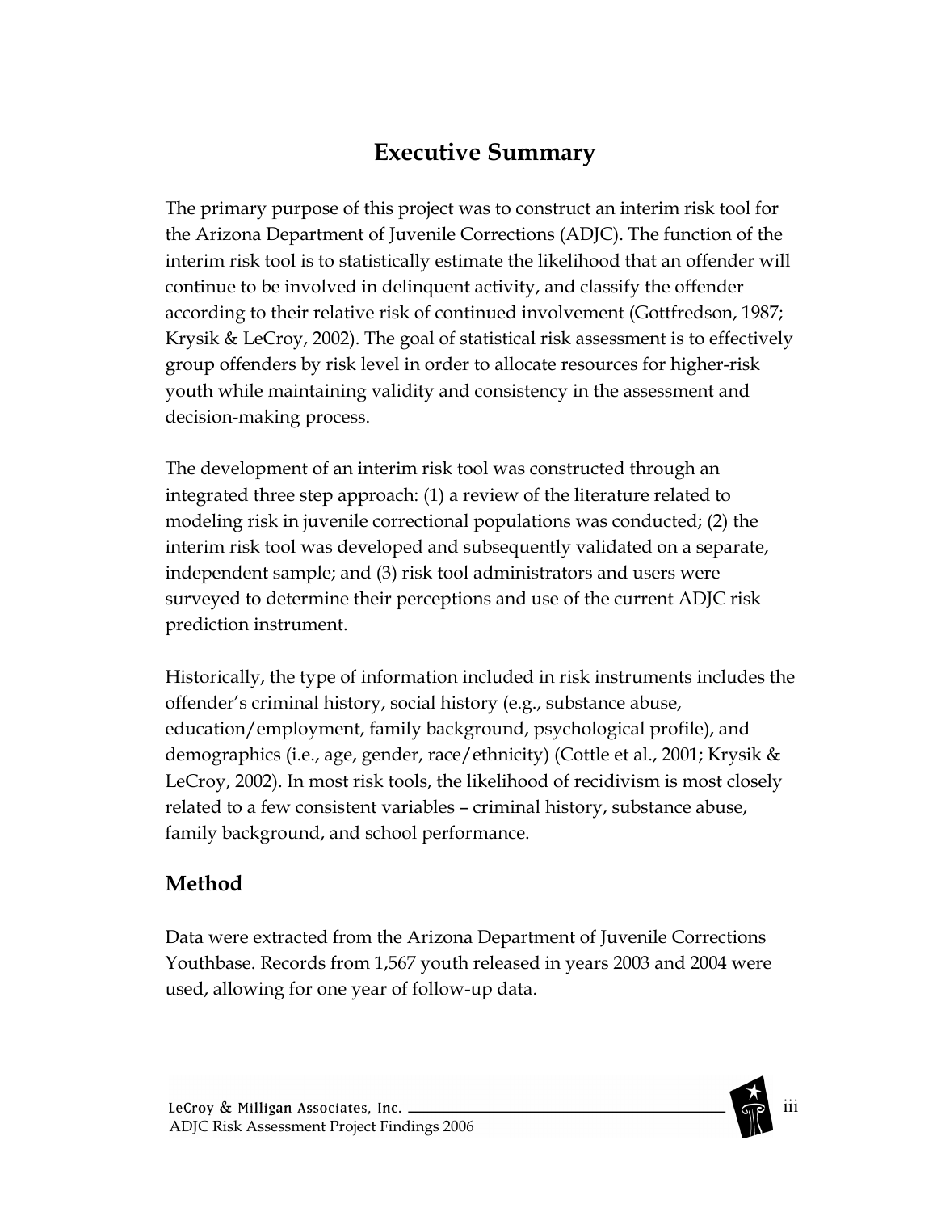# Executive Summary

The primary purpose of this project was to construct an interim risk tool for the Arizona Department of Juvenile Corrections (ADJC). The function of the interim risk tool is to statistically estimate the likelihood that an offender will continue to be involved in delinquent activity, and classify the offender according to their relative risk of continued involvement (Gottfredson, 1987; Krysik & LeCroy, 2002). The goal of statistical risk assessment is to effectively group offenders by risk level in order to allocate resources for higher-risk youth while maintaining validity and consistency in the assessment and decision-making process.

The development of an interim risk tool was constructed through an integrated three step approach: (1) a review of the literature related to modeling risk in juvenile correctional populations was conducted; (2) the interim risk tool was developed and subsequently validated on a separate, independent sample; and (3) risk tool administrators and users were surveyed to determine their perceptions and use of the current ADJC risk prediction instrument.

Historically, the type of information included in risk instruments includes the offender's criminal history, social history (e.g., substance abuse, education/employment, family background, psychological profile), and demographics (i.e., age, gender, race/ethnicity) (Cottle et al., 2001; Krysik & LeCroy, 2002). In most risk tools, the likelihood of recidivism is most closely related to a few consistent variables – criminal history, substance abuse, family background, and school performance.

## Method

Data were extracted from the Arizona Department of Juvenile Corrections Youthbase. Records from 1,567 youth released in years 2003 and 2004 were used, allowing for one year of follow-up data.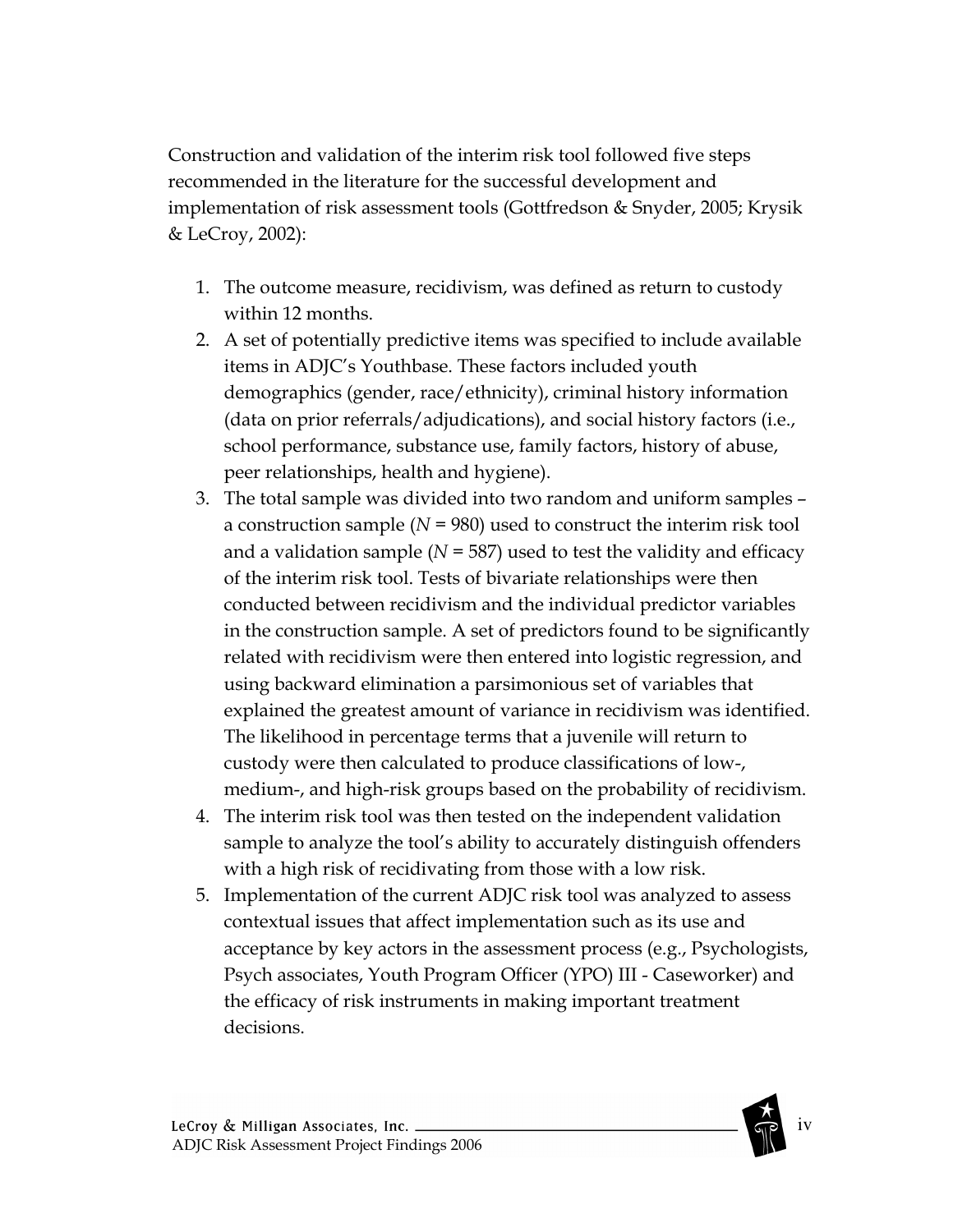Construction and validation of the interim risk tool followed five steps recommended in the literature for the successful development and implementation of risk assessment tools (Gottfredson & Snyder, 2005; Krysik & LeCroy, 2002):

1. The outcome measure, recidivism, was defined as return to custody within 12 months.
2. A set of potentially predictive items was specified to include available items in ADJC's Youthbase. These factors included youth demographics (gender, race/ethnicity), criminal history information (data on prior referrals/adjudications), and social history factors (i.e., school performance, substance use, family factors, history of abuse, peer relationships, health and hygiene).
3. The total sample was divided into two random and uniform samples – a construction sample ($N$ = 980) used to construct the interim risk tool and a validation sample ($N$ = 587) used to test the validity and efficacy of the interim risk tool. Tests of bivariate relationships were then conducted between recidivism and the individual predictor variables in the construction sample. A set of predictors found to be significantly related with recidivism were then entered into logistic regression, and using backward elimination a parsimonious set of variables that explained the greatest amount of variance in recidivism was identified. The likelihood in percentage terms that a juvenile will return to custody were then calculated to produce classifications of low-, medium-, and high-risk groups based on the probability of recidivism.
4. The interim risk tool was then tested on the independent validation sample to analyze the tool's ability to accurately distinguish offenders with a high risk of recidivating from those with a low risk.
5. Implementation of the current ADJC risk tool was analyzed to assess contextual issues that affect implementation such as its use and acceptance by key actors in the assessment process (e.g., Psychologists, Psych associates, Youth Program Officer (YPO) III - Caseworker) and the efficacy of risk instruments in making important treatment decisions.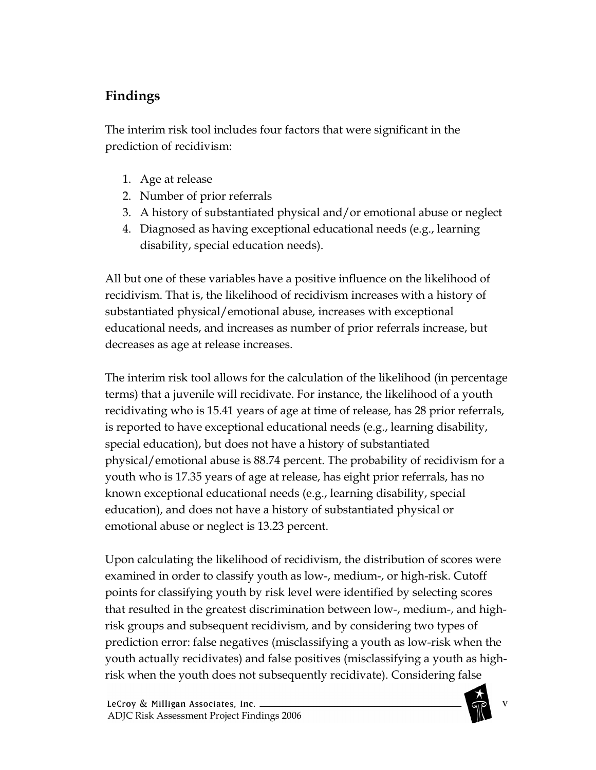## Findings

The interim risk tool includes four factors that were significant in the prediction of recidivism:

1. Age at release
2. Number of prior referrals
3. A history of substantiated physical and/or emotional abuse or neglect
4. Diagnosed as having exceptional educational needs (e.g., learning disability, special education needs).

All but one of these variables have a positive influence on the likelihood of recidivism. That is, the likelihood of recidivism increases with a history of substantiated physical/emotional abuse, increases with exceptional educational needs, and increases as number of prior referrals increase, but decreases as age at release increases.

The interim risk tool allows for the calculation of the likelihood (in percentage terms) that a juvenile will recidivate. For instance, the likelihood of a youth recidivating who is 15.41 years of age at time of release, has 28 prior referrals, is reported to have exceptional educational needs (e.g., learning disability, special education), but does not have a history of substantiated physical/emotional abuse is 88.74 percent. The probability of recidivism for a youth who is 17.35 years of age at release, has eight prior referrals, has no known exceptional educational needs (e.g., learning disability, special education), and does not have a history of substantiated physical or emotional abuse or neglect is 13.23 percent.

Upon calculating the likelihood of recidivism, the distribution of scores were examined in order to classify youth as low-, medium-, or high-risk. Cutoff points for classifying youth by risk level were identified by selecting scores that resulted in the greatest discrimination between low-, medium-, and high-risk groups and subsequent recidivism, and by considering two types of prediction error: false negatives (misclassifying a youth as low-risk when the youth actually recidivates) and false positives (misclassifying a youth as high-risk when the youth does not subsequently recidivate). Considering false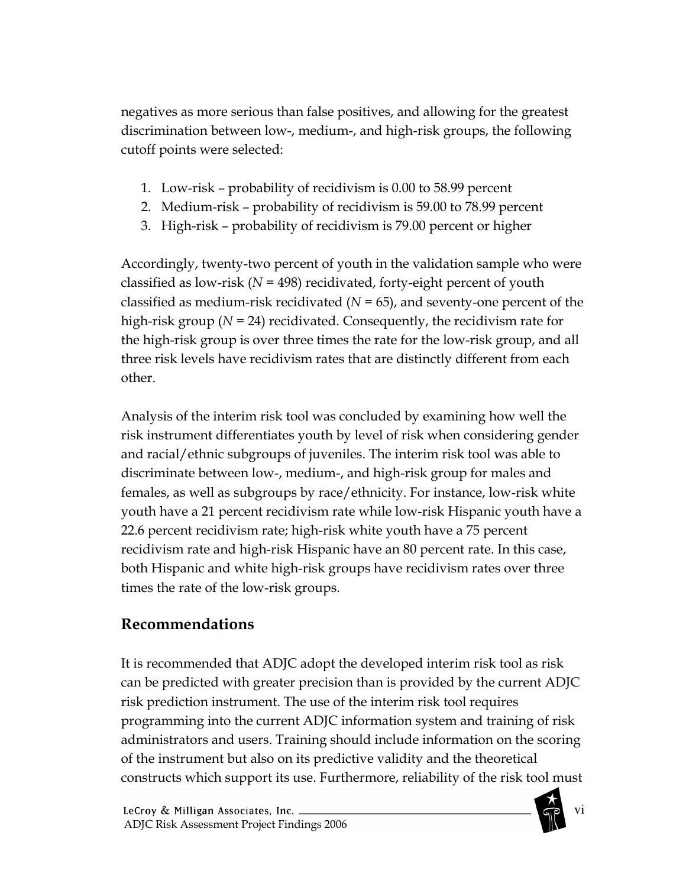negatives as more serious than false positives, and allowing for the greatest discrimination between low-, medium-, and high-risk groups, the following cutoff points were selected:

1. Low-risk – probability of recidivism is 0.00 to 58.99 percent
2. Medium-risk – probability of recidivism is 59.00 to 78.99 percent
3. High-risk – probability of recidivism is 79.00 percent or higher

Accordingly, twenty-two percent of youth in the validation sample who were classified as low-risk (*N* = 498) recidivated, forty-eight percent of youth classified as medium-risk recidivated (*N* = 65), and seventy-one percent of the high-risk group (*N* = 24) recidivated. Consequently, the recidivism rate for the high-risk group is over three times the rate for the low-risk group, and all three risk levels have recidivism rates that are distinctly different from each other.

Analysis of the interim risk tool was concluded by examining how well the risk instrument differentiates youth by level of risk when considering gender and racial/ethnic subgroups of juveniles. The interim risk tool was able to discriminate between low-, medium-, and high-risk group for males and females, as well as subgroups by race/ethnicity. For instance, low-risk white youth have a 21 percent recidivism rate while low-risk Hispanic youth have a 22.6 percent recidivism rate; high-risk white youth have a 75 percent recidivism rate and high-risk Hispanic have an 80 percent rate. In this case, both Hispanic and white high-risk groups have recidivism rates over three times the rate of the low-risk groups.

## Recommendations

It is recommended that ADJC adopt the developed interim risk tool as risk can be predicted with greater precision than is provided by the current ADJC risk prediction instrument. The use of the interim risk tool requires programming into the current ADJC information system and training of risk administrators and users. Training should include information on the scoring of the instrument but also on its predictive validity and the theoretical constructs which support its use. Furthermore, reliability of the risk tool must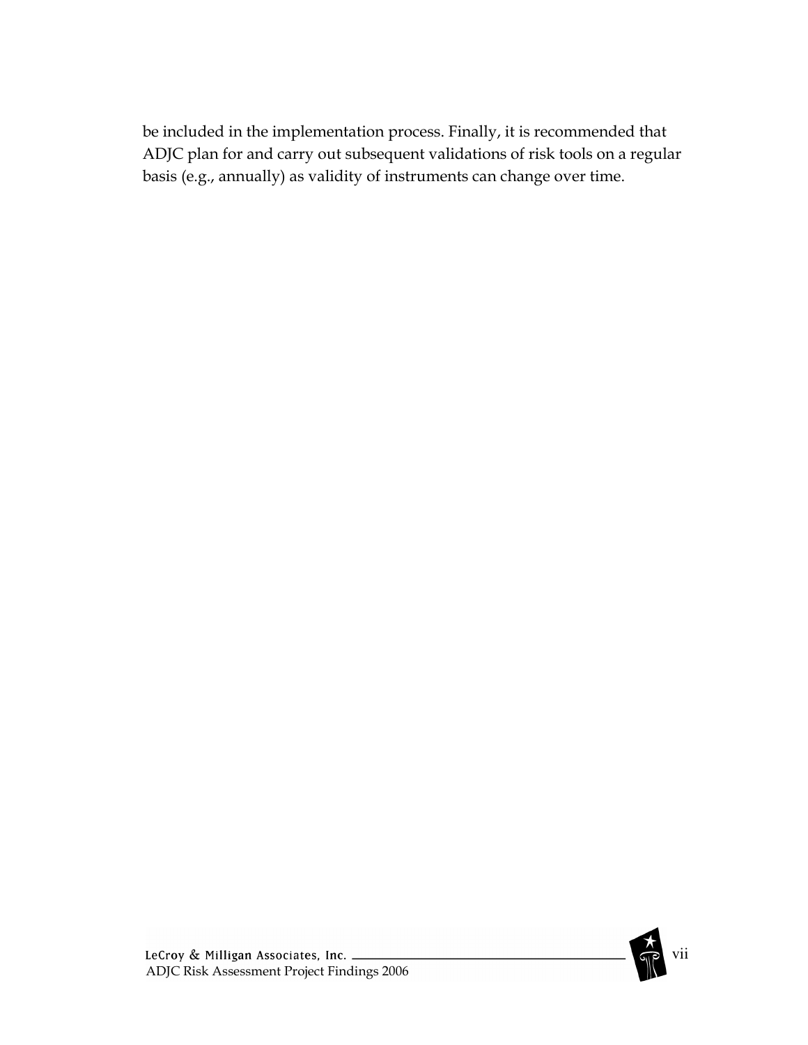be included in the implementation process. Finally, it is recommended that ADJC plan for and carry out subsequent validations of risk tools on a regular basis (e.g., annually) as validity of instruments can change over time.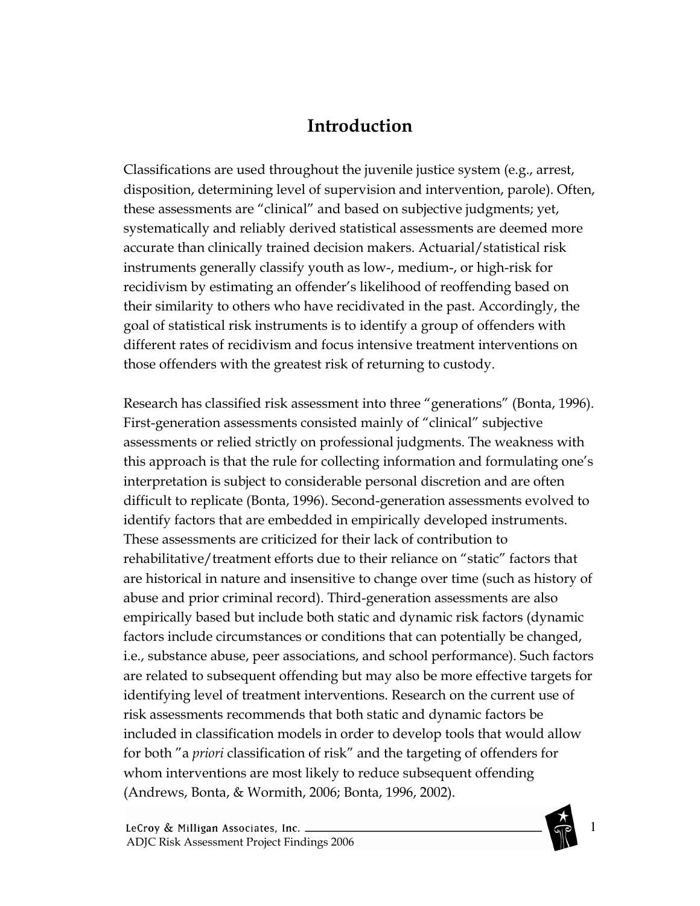# Introduction

Classifications are used throughout the juvenile justice system (e.g., arrest, disposition, determining level of supervision and intervention, parole). Often, these assessments are "clinical" and based on subjective judgments; yet, systematically and reliably derived statistical assessments are deemed more accurate than clinically trained decision makers. Actuarial/statistical risk instruments generally classify youth as low-, medium-, or high-risk for recidivism by estimating an offender's likelihood of reoffending based on their similarity to others who have recidivated in the past. Accordingly, the goal of statistical risk instruments is to identify a group of offenders with different rates of recidivism and focus intensive treatment interventions on those offenders with the greatest risk of returning to custody.

Research has classified risk assessment into three "generations" (Bonta, 1996). First-generation assessments consisted mainly of "clinical" subjective assessments or relied strictly on professional judgments. The weakness with this approach is that the rule for collecting information and formulating one's interpretation is subject to considerable personal discretion and are often difficult to replicate (Bonta, 1996). Second-generation assessments evolved to identify factors that are embedded in empirically developed instruments. These assessments are criticized for their lack of contribution to rehabilitative/treatment efforts due to their reliance on "static" factors that are historical in nature and insensitive to change over time (such as history of abuse and prior criminal record). Third-generation assessments are also empirically based but include both static and dynamic risk factors (dynamic factors include circumstances or conditions that can potentially be changed, i.e., substance abuse, peer associations, and school performance). Such factors are related to subsequent offending but may also be more effective targets for identifying level of treatment interventions. Research on the current use of risk assessments recommends that both static and dynamic factors be included in classification models in order to develop tools that would allow for both "a *priori* classification of risk" and the targeting of offenders for whom interventions are most likely to reduce subsequent offending (Andrews, Bonta, & Wormith, 2006; Bonta, 1996, 2002).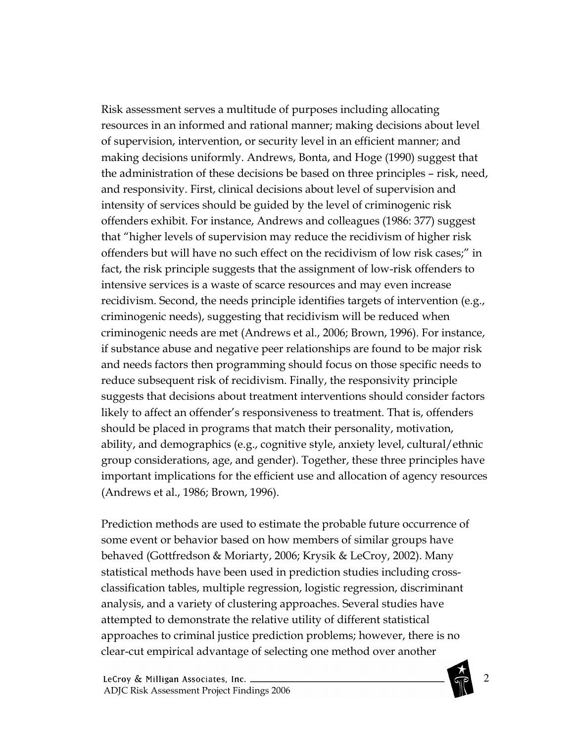Risk assessment serves a multitude of purposes including allocating resources in an informed and rational manner; making decisions about level of supervision, intervention, or security level in an efficient manner; and making decisions uniformly. Andrews, Bonta, and Hoge (1990) suggest that the administration of these decisions be based on three principles – risk, need, and responsivity. First, clinical decisions about level of supervision and intensity of services should be guided by the level of criminogenic risk offenders exhibit. For instance, Andrews and colleagues (1986: 377) suggest that "higher levels of supervision may reduce the recidivism of higher risk offenders but will have no such effect on the recidivism of low risk cases;" in fact, the risk principle suggests that the assignment of low-risk offenders to intensive services is a waste of scarce resources and may even increase recidivism. Second, the needs principle identifies targets of intervention (e.g., criminogenic needs), suggesting that recidivism will be reduced when criminogenic needs are met (Andrews et al., 2006; Brown, 1996). For instance, if substance abuse and negative peer relationships are found to be major risk and needs factors then programming should focus on those specific needs to reduce subsequent risk of recidivism. Finally, the responsivity principle suggests that decisions about treatment interventions should consider factors likely to affect an offender's responsiveness to treatment. That is, offenders should be placed in programs that match their personality, motivation, ability, and demographics (e.g., cognitive style, anxiety level, cultural/ethnic group considerations, age, and gender). Together, these three principles have important implications for the efficient use and allocation of agency resources (Andrews et al., 1986; Brown, 1996).

Prediction methods are used to estimate the probable future occurrence of some event or behavior based on how members of similar groups have behaved (Gottfredson & Moriarty, 2006; Krysik & LeCroy, 2002). Many statistical methods have been used in prediction studies including cross-classification tables, multiple regression, logistic regression, discriminant analysis, and a variety of clustering approaches. Several studies have attempted to demonstrate the relative utility of different statistical approaches to criminal justice prediction problems; however, there is no clear-cut empirical advantage of selecting one method over another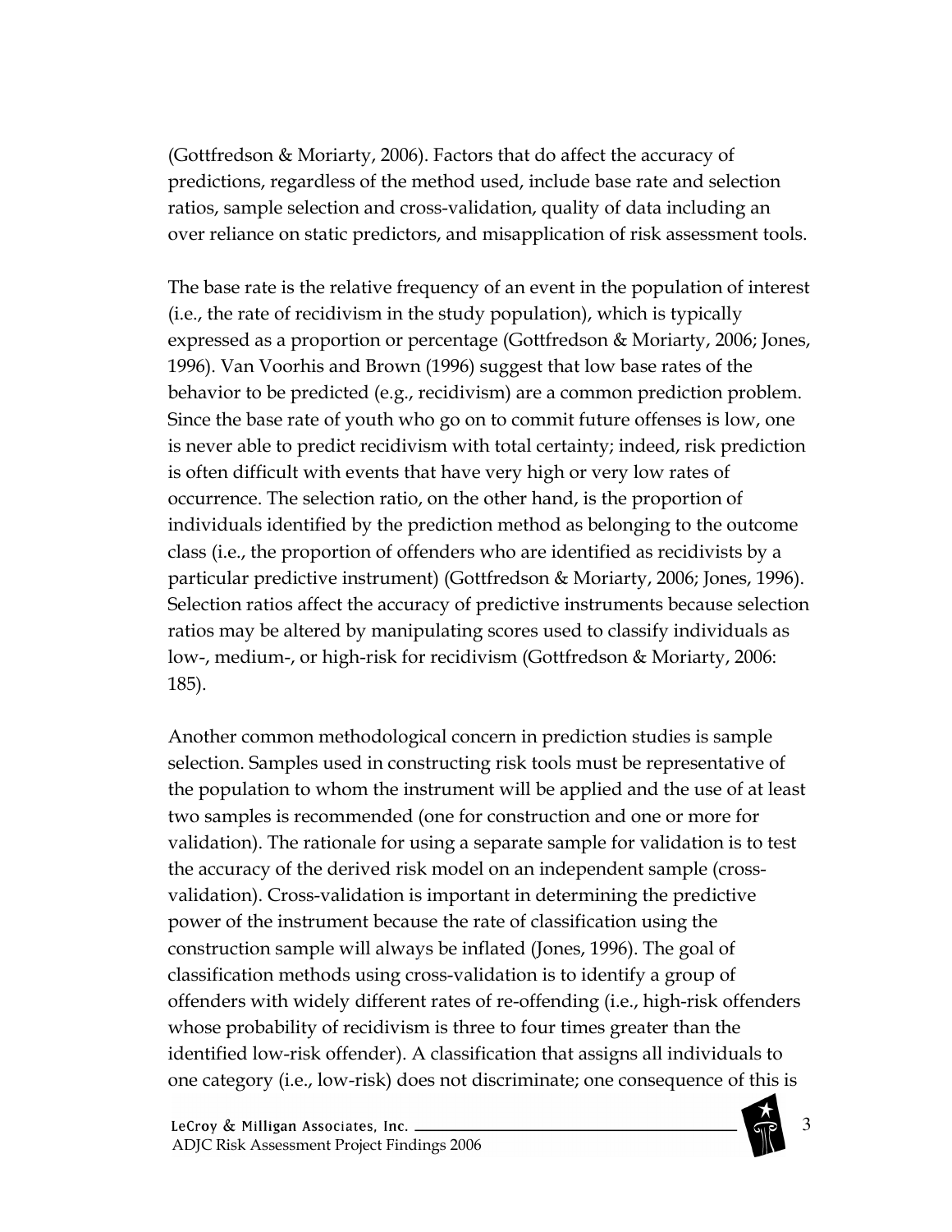(Gottfredson & Moriarty, 2006). Factors that do affect the accuracy of predictions, regardless of the method used, include base rate and selection ratios, sample selection and cross-validation, quality of data including an over reliance on static predictors, and misapplication of risk assessment tools.

The base rate is the relative frequency of an event in the population of interest (i.e., the rate of recidivism in the study population), which is typically expressed as a proportion or percentage (Gottfredson & Moriarty, 2006; Jones, 1996). Van Voorhis and Brown (1996) suggest that low base rates of the behavior to be predicted (e.g., recidivism) are a common prediction problem. Since the base rate of youth who go on to commit future offenses is low, one is never able to predict recidivism with total certainty; indeed, risk prediction is often difficult with events that have very high or very low rates of occurrence. The selection ratio, on the other hand, is the proportion of individuals identified by the prediction method as belonging to the outcome class (i.e., the proportion of offenders who are identified as recidivists by a particular predictive instrument) (Gottfredson & Moriarty, 2006; Jones, 1996). Selection ratios affect the accuracy of predictive instruments because selection ratios may be altered by manipulating scores used to classify individuals as low-, medium-, or high-risk for recidivism (Gottfredson & Moriarty, 2006: 185).

Another common methodological concern in prediction studies is sample selection. Samples used in constructing risk tools must be representative of the population to whom the instrument will be applied and the use of at least two samples is recommended (one for construction and one or more for validation). The rationale for using a separate sample for validation is to test the accuracy of the derived risk model on an independent sample (cross-validation). Cross-validation is important in determining the predictive power of the instrument because the rate of classification using the construction sample will always be inflated (Jones, 1996). The goal of classification methods using cross-validation is to identify a group of offenders with widely different rates of re-offending (i.e., high-risk offenders whose probability of recidivism is three to four times greater than the identified low-risk offender). A classification that assigns all individuals to one category (i.e., low-risk) does not discriminate; one consequence of this is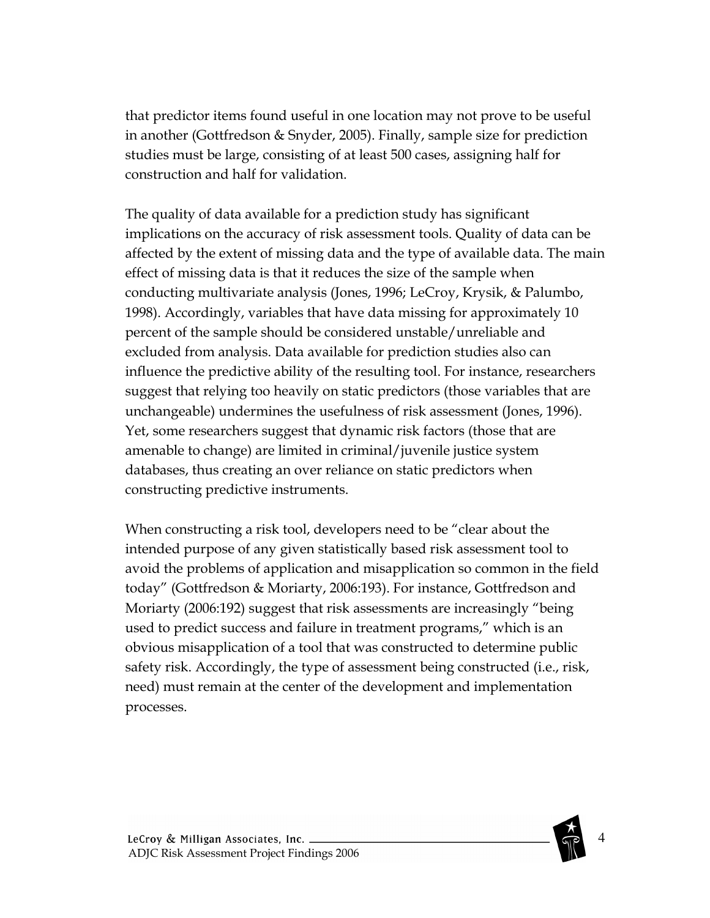that predictor items found useful in one location may not prove to be useful in another (Gottfredson & Snyder, 2005). Finally, sample size for prediction studies must be large, consisting of at least 500 cases, assigning half for construction and half for validation.

The quality of data available for a prediction study has significant implications on the accuracy of risk assessment tools. Quality of data can be affected by the extent of missing data and the type of available data. The main effect of missing data is that it reduces the size of the sample when conducting multivariate analysis (Jones, 1996; LeCroy, Krysik, & Palumbo, 1998). Accordingly, variables that have data missing for approximately 10 percent of the sample should be considered unstable/unreliable and excluded from analysis. Data available for prediction studies also can influence the predictive ability of the resulting tool. For instance, researchers suggest that relying too heavily on static predictors (those variables that are unchangeable) undermines the usefulness of risk assessment (Jones, 1996). Yet, some researchers suggest that dynamic risk factors (those that are amenable to change) are limited in criminal/juvenile justice system databases, thus creating an over reliance on static predictors when constructing predictive instruments.

When constructing a risk tool, developers need to be "clear about the intended purpose of any given statistically based risk assessment tool to avoid the problems of application and misapplication so common in the field today" (Gottfredson & Moriarty, 2006:193). For instance, Gottfredson and Moriarty (2006:192) suggest that risk assessments are increasingly "being used to predict success and failure in treatment programs," which is an obvious misapplication of a tool that was constructed to determine public safety risk. Accordingly, the type of assessment being constructed (i.e., risk, need) must remain at the center of the development and implementation processes.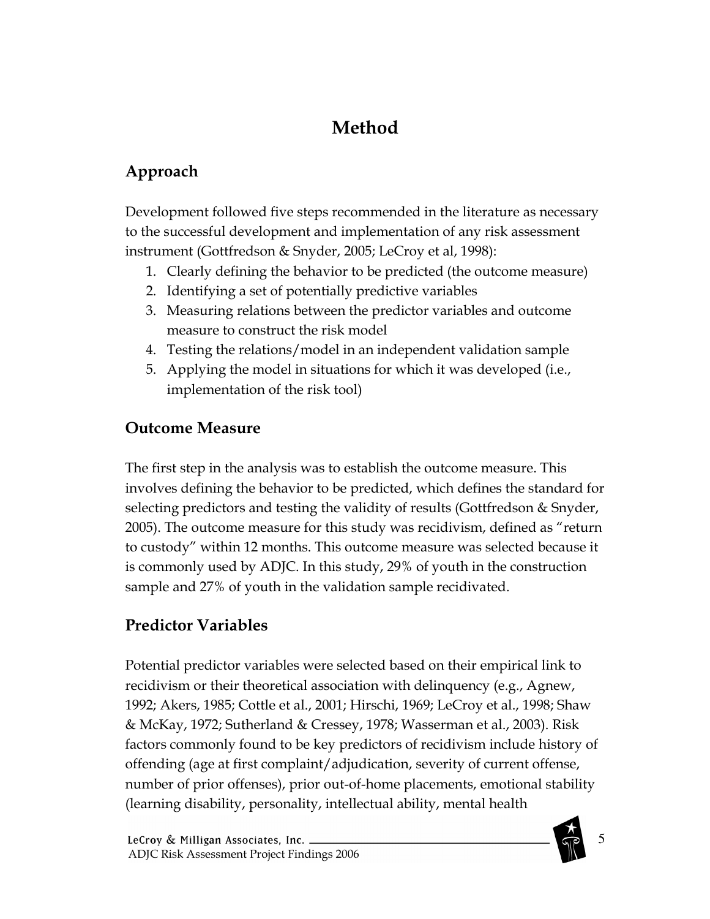# Method

## Approach

Development followed five steps recommended in the literature as necessary to the successful development and implementation of any risk assessment instrument (Gottfredson & Snyder, 2005; LeCroy et al, 1998):

1. Clearly defining the behavior to be predicted (the outcome measure)
2. Identifying a set of potentially predictive variables
3. Measuring relations between the predictor variables and outcome measure to construct the risk model
4. Testing the relations/model in an independent validation sample
5. Applying the model in situations for which it was developed (i.e., implementation of the risk tool)

## Outcome Measure

The first step in the analysis was to establish the outcome measure. This involves defining the behavior to be predicted, which defines the standard for selecting predictors and testing the validity of results (Gottfredson & Snyder, 2005). The outcome measure for this study was recidivism, defined as "return to custody" within 12 months. This outcome measure was selected because it is commonly used by ADJC. In this study, 29% of youth in the construction sample and 27% of youth in the validation sample recidivated.

## Predictor Variables

Potential predictor variables were selected based on their empirical link to recidivism or their theoretical association with delinquency (e.g., Agnew, 1992; Akers, 1985; Cottle et al., 2001; Hirschi, 1969; LeCroy et al., 1998; Shaw & McKay, 1972; Sutherland & Cressey, 1978; Wasserman et al., 2003). Risk factors commonly found to be key predictors of recidivism include history of offending (age at first complaint/adjudication, severity of current offense, number of prior offenses), prior out-of-home placements, emotional stability (learning disability, personality, intellectual ability, mental health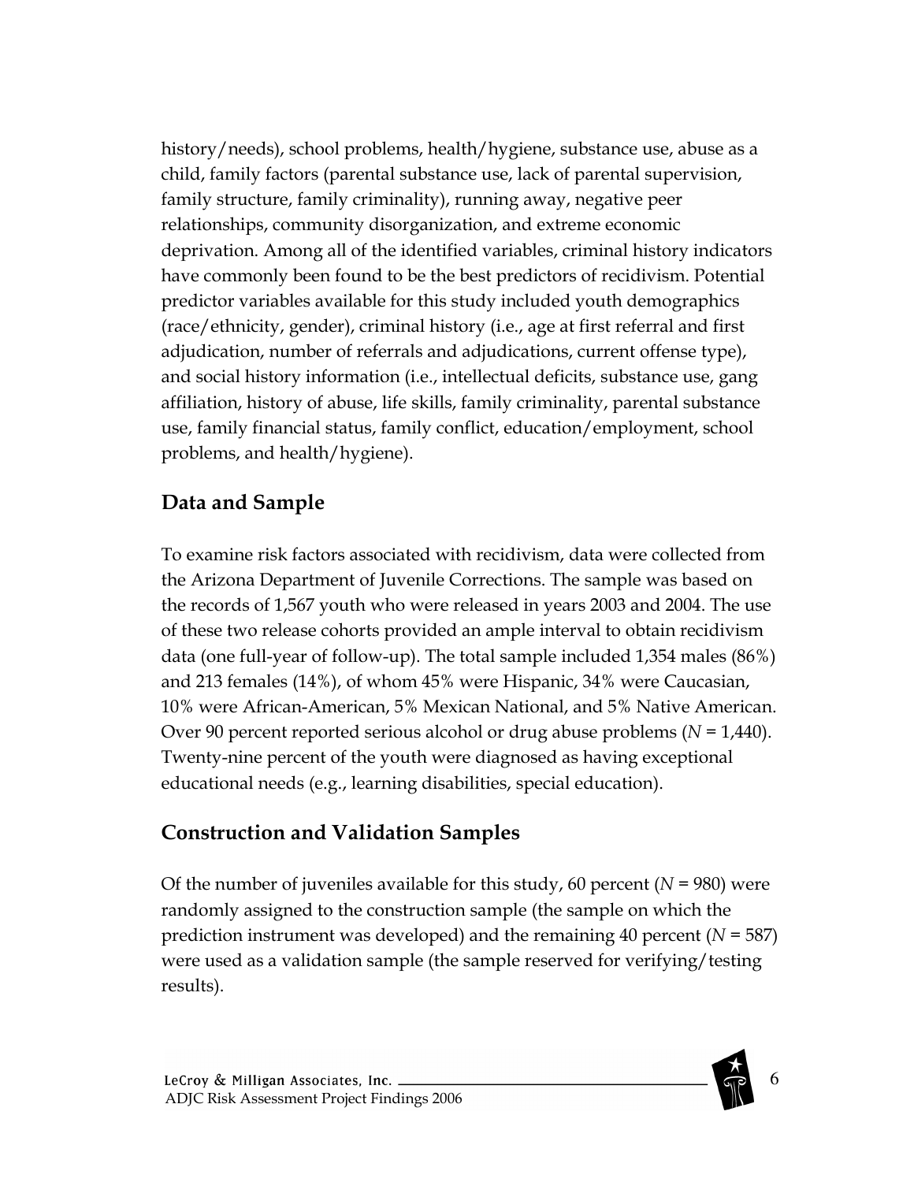history/needs), school problems, health/hygiene, substance use, abuse as a child, family factors (parental substance use, lack of parental supervision, family structure, family criminality), running away, negative peer relationships, community disorganization, and extreme economic deprivation. Among all of the identified variables, criminal history indicators have commonly been found to be the best predictors of recidivism. Potential predictor variables available for this study included youth demographics (race/ethnicity, gender), criminal history (i.e., age at first referral and first adjudication, number of referrals and adjudications, current offense type), and social history information (i.e., intellectual deficits, substance use, gang affiliation, history of abuse, life skills, family criminality, parental substance use, family financial status, family conflict, education/employment, school problems, and health/hygiene).

## Data and Sample

To examine risk factors associated with recidivism, data were collected from the Arizona Department of Juvenile Corrections. The sample was based on the records of 1,567 youth who were released in years 2003 and 2004. The use of these two release cohorts provided an ample interval to obtain recidivism data (one full-year of follow-up). The total sample included 1,354 males (86%) and 213 females (14%), of whom 45% were Hispanic, 34% were Caucasian, 10% were African-American, 5% Mexican National, and 5% Native American. Over 90 percent reported serious alcohol or drug abuse problems ($N$ = 1,440). Twenty-nine percent of the youth were diagnosed as having exceptional educational needs (e.g., learning disabilities, special education).

## Construction and Validation Samples

Of the number of juveniles available for this study, 60 percent ($N$ = 980) were randomly assigned to the construction sample (the sample on which the prediction instrument was developed) and the remaining 40 percent ($N$ = 587) were used as a validation sample (the sample reserved for verifying/testing results).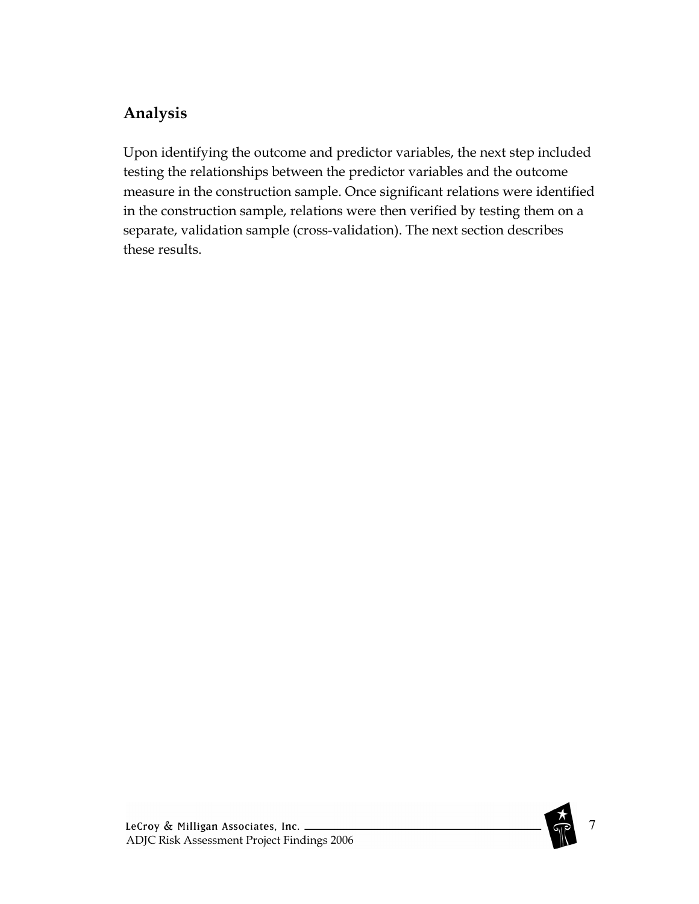## Analysis

Upon identifying the outcome and predictor variables, the next step included testing the relationships between the predictor variables and the outcome measure in the construction sample. Once significant relations were identified in the construction sample, relations were then verified by testing them on a separate, validation sample (cross-validation). The next section describes these results.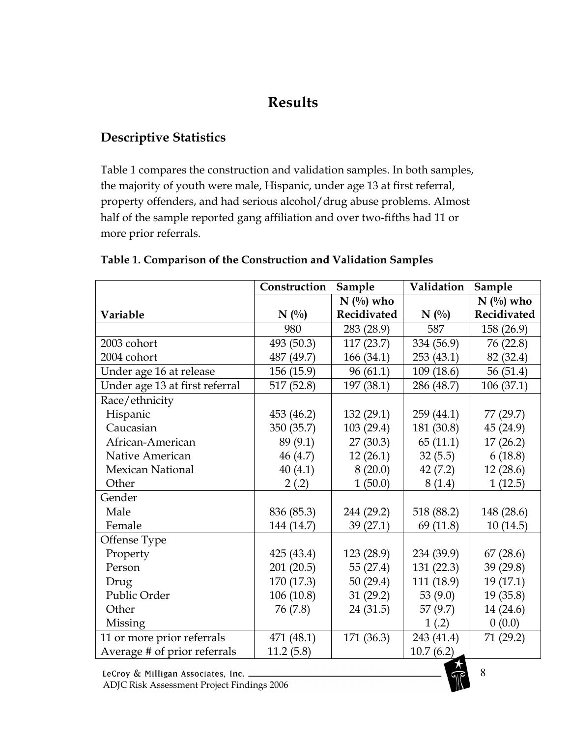# Results

## Descriptive Statistics

Table 1 compares the construction and validation samples. In both samples, the majority of youth were male, Hispanic, under age 13 at first referral, property offenders, and had serious alcohol/drug abuse problems. Almost half of the sample reported gang affiliation and over two-fifths had 11 or more prior referrals.

**Table 1. Comparison of the Construction and Validation Samples**

| | Construction Sample | | Validation Sample | |
|---|---|---|---|---|
| **Variable** | **N (%)** | **N (%) who Recidivated** | **N (%)** | **N (%) who Recidivated** |
| | 980 | 283 (28.9) | 587 | 158 (26.9) |
| 2003 cohort | 493 (50.3) | 117 (23.7) | 334 (56.9) | 76 (22.8) |
| 2004 cohort | 487 (49.7) | 166 (34.1) | 253 (43.1) | 82 (32.4) |
| Under age 16 at release | 156 (15.9) | 96 (61.1) | 109 (18.6) | 56 (51.4) |
| Under age 13 at first referral | 517 (52.8) | 197 (38.1) | 286 (48.7) | 106 (37.1) |
| Race/ethnicity | | | | |
| Hispanic | 453 (46.2) | 132 (29.1) | 259 (44.1) | 77 (29.7) |
| Caucasian | 350 (35.7) | 103 (29.4) | 181 (30.8) | 45 (24.9) |
| African-American | 89 (9.1) | 27 (30.3) | 65 (11.1) | 17 (26.2) |
| Native American | 46 (4.7) | 12 (26.1) | 32 (5.5) | 6 (18.8) |
| Mexican National | 40 (4.1) | 8 (20.0) | 42 (7.2) | 12 (28.6) |
| Other | 2 (.2) | 1 (50.0) | 8 (1.4) | 1 (12.5) |
| Gender | | | | |
| Male | 836 (85.3) | 244 (29.2) | 518 (88.2) | 148 (28.6) |
| Female | 144 (14.7) | 39 (27.1) | 69 (11.8) | 10 (14.5) |
| Offense Type | | | | |
| Property | 425 (43.4) | 123 (28.9) | 234 (39.9) | 67 (28.6) |
| Person | 201 (20.5) | 55 (27.4) | 131 (22.3) | 39 (29.8) |
| Drug | 170 (17.3) | 50 (29.4) | 111 (18.9) | 19 (17.1) |
| Public Order | 106 (10.8) | 31 (29.2) | 53 (9.0) | 19 (35.8) |
| Other | 76 (7.8) | 24 (31.5) | 57 (9.7) | 14 (24.6) |
| Missing | | | 1 (.2) | 0 (0.0) |
| 11 or more prior referrals | 471 (48.1) | 171 (36.3) | 243 (41.4) | 71 (29.2) |
| Average # of prior referrals | 11.2 (5.8) | | 10.7 (6.2) | |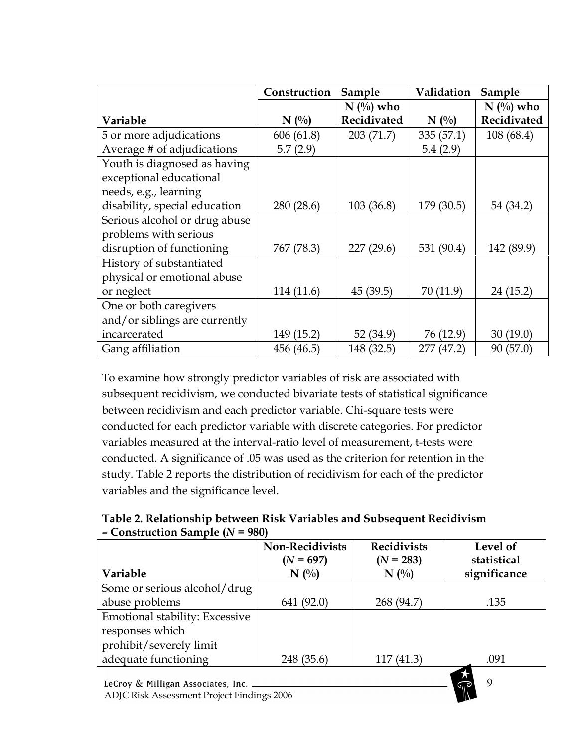| | Construction Sample | | Validation Sample | |
|---|---|---|---|---|
| Variable | N (%) | N (%) who Recidivated | N (%) | N (%) who Recidivated |
| 5 or more adjudications | 606 (61.8) | 203 (71.7) | 335 (57.1) | 108 (68.4) |
| Average # of adjudications | 5.7 (2.9) | | 5.4 (2.9) | |
| Youth is diagnosed as having exceptional educational needs, e.g., learning disability, special education | 280 (28.6) | 103 (36.8) | 179 (30.5) | 54 (34.2) |
| Serious alcohol or drug abuse problems with serious disruption of functioning | 767 (78.3) | 227 (29.6) | 531 (90.4) | 142 (89.9) |
| History of substantiated physical or emotional abuse or neglect | 114 (11.6) | 45 (39.5) | 70 (11.9) | 24 (15.2) |
| One or both caregivers and/or siblings are currently incarcerated | 149 (15.2) | 52 (34.9) | 76 (12.9) | 30 (19.0) |
| Gang affiliation | 456 (46.5) | 148 (32.5) | 277 (47.2) | 90 (57.0) |

To examine how strongly predictor variables of risk are associated with subsequent recidivism, we conducted bivariate tests of statistical significance between recidivism and each predictor variable. Chi-square tests were conducted for each predictor variable with discrete categories. For predictor variables measured at the interval-ratio level of measurement, t-tests were conducted. A significance of .05 was used as the criterion for retention in the study. Table 2 reports the distribution of recidivism for each of the predictor variables and the significance level.

**Table 2. Relationship between Risk Variables and Subsequent Recidivism – Construction Sample (*N* = 980)**

| Variable | Non-Recidivists (*N* = 697) N (%) | Recidivists (*N* = 283) N (%) | Level of statistical significance |
|---|---|---|---|
| Some or serious alcohol/drug abuse problems | 641 (92.0) | 268 (94.7) | .135 |
| Emotional stability: Excessive responses which prohibit/severely limit adequate functioning | 248 (35.6) | 117 (41.3) | .091 |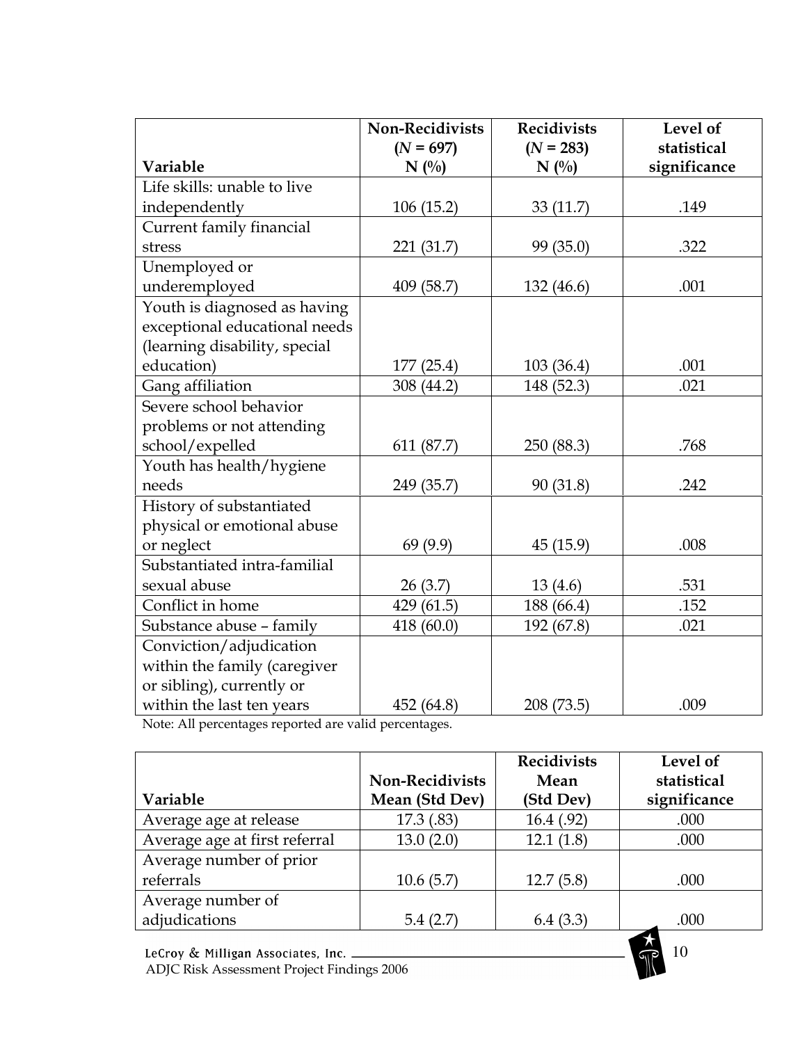| Variable | Non-Recidivists ($N$ = 697) N (%) | Recidivists ($N$ = 283) N (%) | Level of statistical significance |
|---|---|---|---|
| Life skills: unable to live independently | 106 (15.2) | 33 (11.7) | .149 |
| Current family financial stress | 221 (31.7) | 99 (35.0) | .322 |
| Unemployed or underemployed | 409 (58.7) | 132 (46.6) | .001 |
| Youth is diagnosed as having exceptional educational needs (learning disability, special education) | 177 (25.4) | 103 (36.4) | .001 |
| Gang affiliation | 308 (44.2) | 148 (52.3) | .021 |
| Severe school behavior problems or not attending school/expelled | 611 (87.7) | 250 (88.3) | .768 |
| Youth has health/hygiene needs | 249 (35.7) | 90 (31.8) | .242 |
| History of substantiated physical or emotional abuse or neglect | 69 (9.9) | 45 (15.9) | .008 |
| Substantiated intra-familial sexual abuse | 26 (3.7) | 13 (4.6) | .531 |
| Conflict in home | 429 (61.5) | 188 (66.4) | .152 |
| Substance abuse – family | 418 (60.0) | 192 (67.8) | .021 |
| Conviction/adjudication within the family (caregiver or sibling), currently or within the last ten years | 452 (64.8) | 208 (73.5) | .009 |

Note: All percentages reported are valid percentages.

| Variable | Non-Recidivists Mean (Std Dev) | Recidivists Mean (Std Dev) | Level of statistical significance |
|---|---|---|---|
| Average age at release | 17.3 (.83) | 16.4 (.92) | .000 |
| Average age at first referral | 13.0 (2.0) | 12.1 (1.8) | .000 |
| Average number of prior referrals | 10.6 (5.7) | 12.7 (5.8) | .000 |
| Average number of adjudications | 5.4 (2.7) | 6.4 (3.3) | .000 |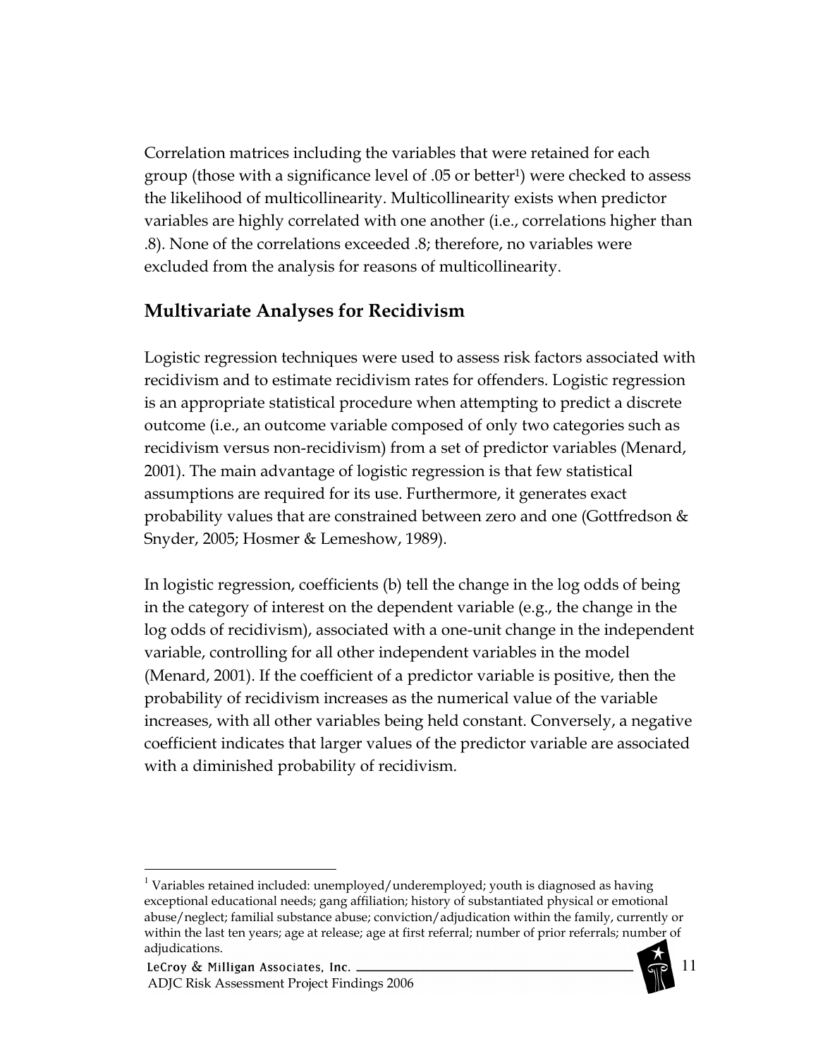Correlation matrices including the variables that were retained for each group (those with a significance level of .05 or better[1]) were checked to assess the likelihood of multicollinearity. Multicollinearity exists when predictor variables are highly correlated with one another (i.e., correlations higher than .8). None of the correlations exceeded .8; therefore, no variables were excluded from the analysis for reasons of multicollinearity.

## Multivariate Analyses for Recidivism

Logistic regression techniques were used to assess risk factors associated with recidivism and to estimate recidivism rates for offenders. Logistic regression is an appropriate statistical procedure when attempting to predict a discrete outcome (i.e., an outcome variable composed of only two categories such as recidivism versus non-recidivism) from a set of predictor variables (Menard, 2001). The main advantage of logistic regression is that few statistical assumptions are required for its use. Furthermore, it generates exact probability values that are constrained between zero and one (Gottfredson & Snyder, 2005; Hosmer & Lemeshow, 1989).

In logistic regression, coefficients (b) tell the change in the log odds of being in the category of interest on the dependent variable (e.g., the change in the log odds of recidivism), associated with a one-unit change in the independent variable, controlling for all other independent variables in the model (Menard, 2001). If the coefficient of a predictor variable is positive, then the probability of recidivism increases as the numerical value of the variable increases, with all other variables being held constant. Conversely, a negative coefficient indicates that larger values of the predictor variable are associated with a diminished probability of recidivism.

---

[1] Variables retained included: unemployed/underemployed; youth is diagnosed as having exceptional educational needs; gang affiliation; history of substantiated physical or emotional abuse/neglect; familial substance abuse; conviction/adjudication within the family, currently or within the last ten years; age at release; age at first referral; number of prior referrals; number of adjudications.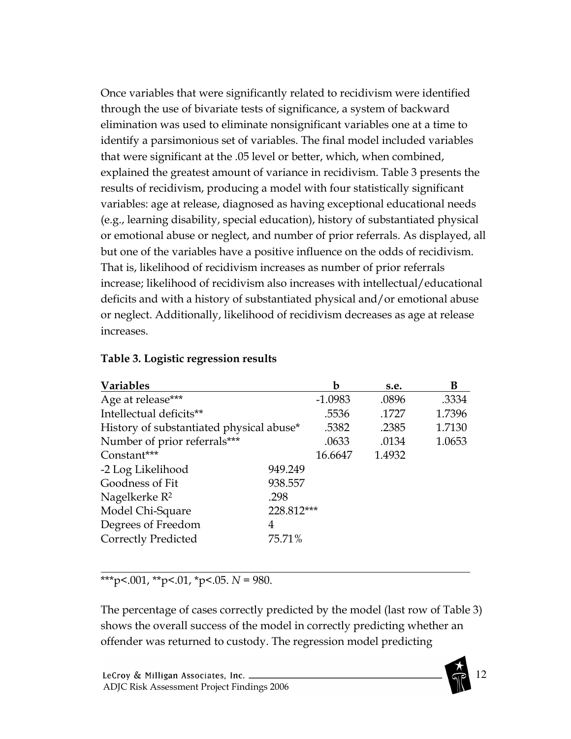Once variables that were significantly related to recidivism were identified through the use of bivariate tests of significance, a system of backward elimination was used to eliminate nonsignificant variables one at a time to identify a parsimonious set of variables. The final model included variables that were significant at the .05 level or better, which, when combined, explained the greatest amount of variance in recidivism. Table 3 presents the results of recidivism, producing a model with four statistically significant variables: age at release, diagnosed as having exceptional educational needs (e.g., learning disability, special education), history of substantiated physical or emotional abuse or neglect, and number of prior referrals. As displayed, all but one of the variables have a positive influence on the odds of recidivism. That is, likelihood of recidivism increases as number of prior referrals increase; likelihood of recidivism also increases with intellectual/educational deficits and with a history of substantiated physical and/or emotional abuse or neglect. Additionally, likelihood of recidivism decreases as age at release increases.

**Table 3. Logistic regression results**

| Variables | | b | s.e. | B |
|---|---|---|---|---|
| Age at release*** | | -1.0983 | .0896 | .3334 |
| Intellectual deficits** | | .5536 | .1727 | 1.7396 |
| History of substantiated physical abuse* | | .5382 | .2385 | 1.7130 |
| Number of prior referrals*** | | .0633 | .0134 | 1.0653 |
| Constant*** | | 16.6647 | 1.4932 | |
| -2 Log Likelihood | 949.249 | | | |
| Goodness of Fit | 938.557 | | | |
| Nagelkerke $R^2$ | .298 | | | |
| Model Chi-Square | 228.812*** | | | |
| Degrees of Freedom | 4 | | | |
| Correctly Predicted | 75.71% | | | |

***p<.001, **p<.01, *p<.05. *N* = 980.

The percentage of cases correctly predicted by the model (last row of Table 3) shows the overall success of the model in correctly predicting whether an offender was returned to custody. The regression model predicting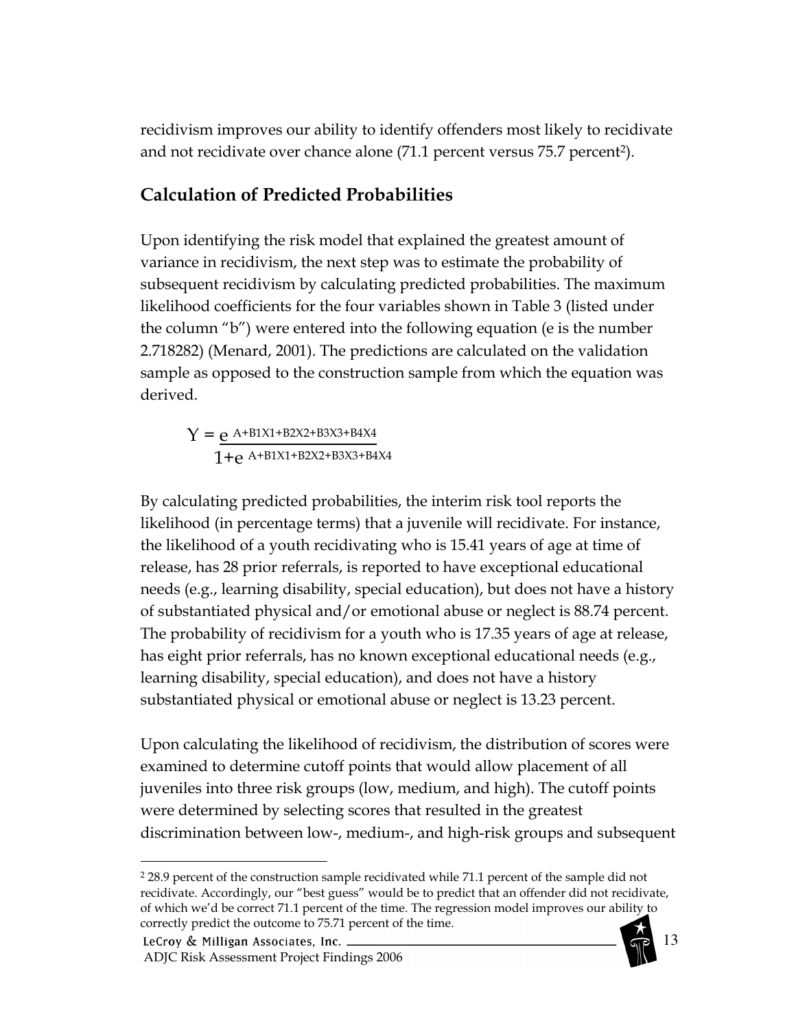recidivism improves our ability to identify offenders most likely to recidivate and not recidivate over chance alone (71.1 percent versus 75.7 percent[2]).

## Calculation of Predicted Probabilities

Upon identifying the risk model that explained the greatest amount of variance in recidivism, the next step was to estimate the probability of subsequent recidivism by calculating predicted probabilities. The maximum likelihood coefficients for the four variables shown in Table 3 (listed under the column "b") were entered into the following equation (e is the number 2.718282) (Menard, 2001). The predictions are calculated on the validation sample as opposed to the construction sample from which the equation was derived.

$$Y = \frac{e^{A+B1X1+B2X2+B3X3+B4X4}}{1+e^{A+B1X1+B2X2+B3X3+B4X4}}$$

By calculating predicted probabilities, the interim risk tool reports the likelihood (in percentage terms) that a juvenile will recidivate. For instance, the likelihood of a youth recidivating who is 15.41 years of age at time of release, has 28 prior referrals, is reported to have exceptional educational needs (e.g., learning disability, special education), but does not have a history of substantiated physical and/or emotional abuse or neglect is 88.74 percent. The probability of recidivism for a youth who is 17.35 years of age at release, has eight prior referrals, has no known exceptional educational needs (e.g., learning disability, special education), and does not have a history substantiated physical or emotional abuse or neglect is 13.23 percent.

Upon calculating the likelihood of recidivism, the distribution of scores were examined to determine cutoff points that would allow placement of all juveniles into three risk groups (low, medium, and high). The cutoff points were determined by selecting scores that resulted in the greatest discrimination between low-, medium-, and high-risk groups and subsequent

---

[2] 28.9 percent of the construction sample recidivated while 71.1 percent of the sample did not recidivate. Accordingly, our "best guess" would be to predict that an offender did not recidivate, of which we'd be correct 71.1 percent of the time. The regression model improves our ability to correctly predict the outcome to 75.71 percent of the time.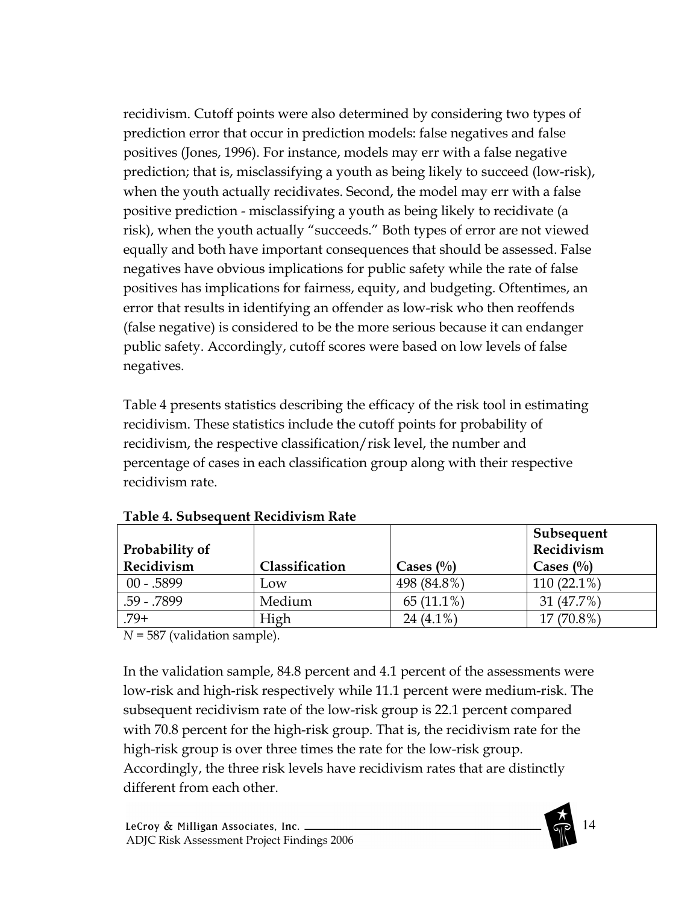recidivism. Cutoff points were also determined by considering two types of prediction error that occur in prediction models: false negatives and false positives (Jones, 1996). For instance, models may err with a false negative prediction; that is, misclassifying a youth as being likely to succeed (low-risk), when the youth actually recidivates. Second, the model may err with a false positive prediction - misclassifying a youth as being likely to recidivate (a risk), when the youth actually "succeeds." Both types of error are not viewed equally and both have important consequences that should be assessed. False negatives have obvious implications for public safety while the rate of false positives has implications for fairness, equity, and budgeting. Oftentimes, an error that results in identifying an offender as low-risk who then reoffends (false negative) is considered to be the more serious because it can endanger public safety. Accordingly, cutoff scores were based on low levels of false negatives.

Table 4 presents statistics describing the efficacy of the risk tool in estimating recidivism. These statistics include the cutoff points for probability of recidivism, the respective classification/risk level, the number and percentage of cases in each classification group along with their respective recidivism rate.

**Table 4. Subsequent Recidivism Rate**

| Probability of Recidivism | Classification | Cases (%) | Subsequent Recidivism Cases (%) |
|---|---|---|---|
| 00 - .5899 | Low | 498 (84.8%) | 110 (22.1%) |
| .59 - .7899 | Medium | 65 (11.1%) | 31 (47.7%) |
| .79+ | High | 24 (4.1%) | 17 (70.8%) |

*N* = 587 (validation sample).

In the validation sample, 84.8 percent and 4.1 percent of the assessments were low-risk and high-risk respectively while 11.1 percent were medium-risk. The subsequent recidivism rate of the low-risk group is 22.1 percent compared with 70.8 percent for the high-risk group. That is, the recidivism rate for the high-risk group is over three times the rate for the low-risk group. Accordingly, the three risk levels have recidivism rates that are distinctly different from each other.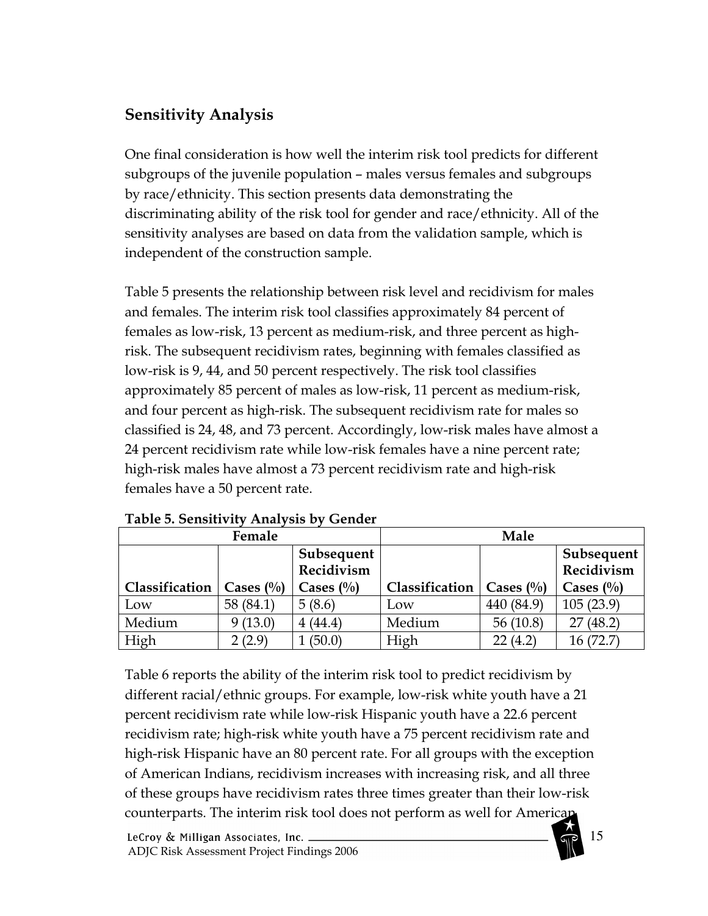## Sensitivity Analysis

One final consideration is how well the interim risk tool predicts for different subgroups of the juvenile population – males versus females and subgroups by race/ethnicity. This section presents data demonstrating the discriminating ability of the risk tool for gender and race/ethnicity. All of the sensitivity analyses are based on data from the validation sample, which is independent of the construction sample.

Table 5 presents the relationship between risk level and recidivism for males and females. The interim risk tool classifies approximately 84 percent of females as low-risk, 13 percent as medium-risk, and three percent as high-risk. The subsequent recidivism rates, beginning with females classified as low-risk is 9, 44, and 50 percent respectively. The risk tool classifies approximately 85 percent of males as low-risk, 11 percent as medium-risk, and four percent as high-risk. The subsequent recidivism rate for males so classified is 24, 48, and 73 percent. Accordingly, low-risk males have almost a 24 percent recidivism rate while low-risk females have a nine percent rate; high-risk males have almost a 73 percent recidivism rate and high-risk females have a 50 percent rate.

**Table 5. Sensitivity Analysis by Gender**

| Female | | | Male | | |
|---|---|---|---|---|---|
| Classification | Cases (%) | Subsequent Recidivism Cases (%) | Classification | Cases (%) | Subsequent Recidivism Cases (%) |
| Low | 58 (84.1) | 5 (8.6) | Low | 440 (84.9) | 105 (23.9) |
| Medium | 9 (13.0) | 4 (44.4) | Medium | 56 (10.8) | 27 (48.2) |
| High | 2 (2.9) | 1 (50.0) | High | 22 (4.2) | 16 (72.7) |

Table 6 reports the ability of the interim risk tool to predict recidivism by different racial/ethnic groups. For example, low-risk white youth have a 21 percent recidivism rate while low-risk Hispanic youth have a 22.6 percent recidivism rate; high-risk white youth have a 75 percent recidivism rate and high-risk Hispanic have an 80 percent rate. For all groups with the exception of American Indians, recidivism increases with increasing risk, and all three of these groups have recidivism rates three times greater than their low-risk counterparts. The interim risk tool does not perform as well for American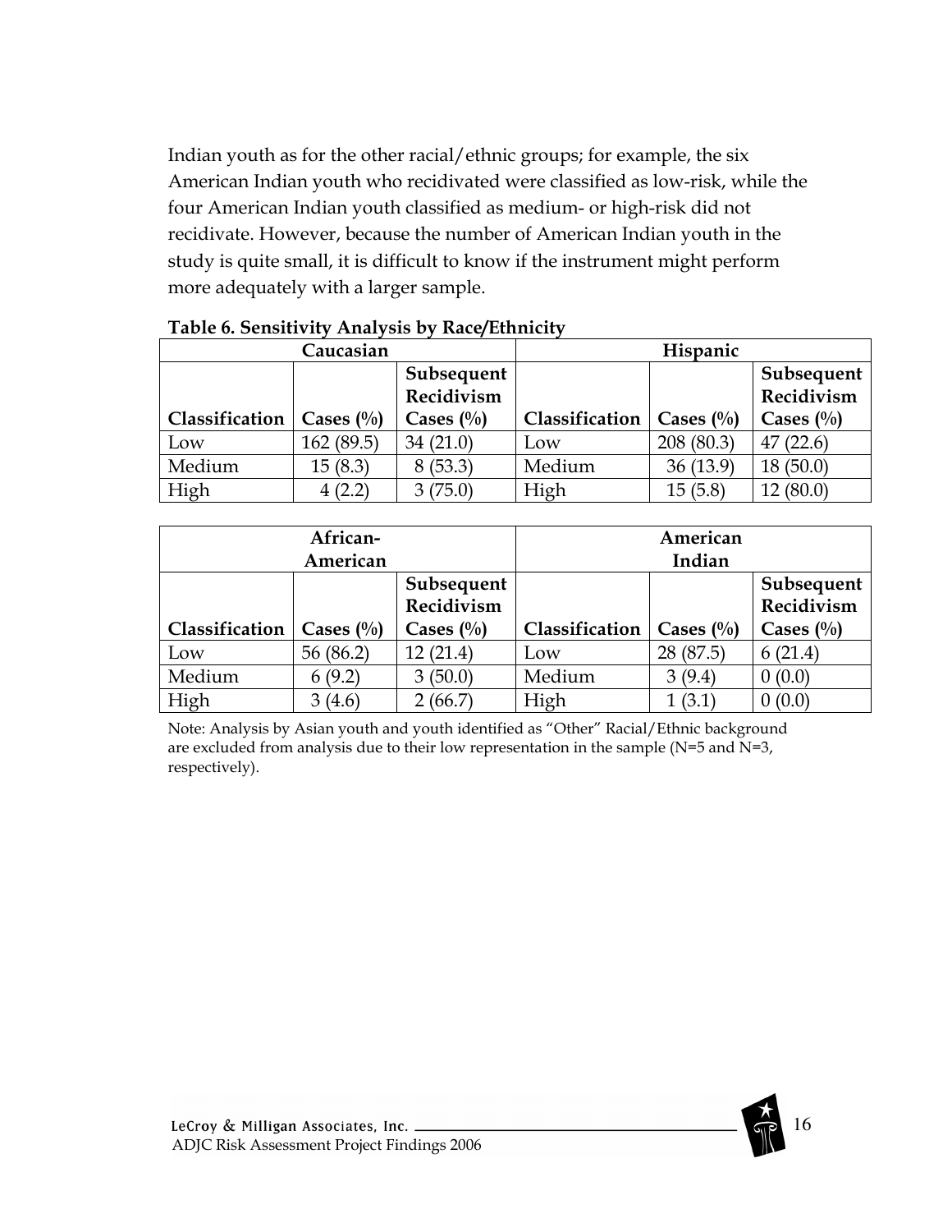Indian youth as for the other racial/ethnic groups; for example, the six American Indian youth who recidivated were classified as low-risk, while the four American Indian youth classified as medium- or high-risk did not recidivate. However, because the number of American Indian youth in the study is quite small, it is difficult to know if the instrument might perform more adequately with a larger sample.

**Table 6. Sensitivity Analysis by Race/Ethnicity**

| Caucasian | | | Hispanic | | |
|---|---|---|---|---|---|
| **Classification** | **Cases (%)** | **Subsequent Recidivism Cases (%)** | **Classification** | **Cases (%)** | **Subsequent Recidivism Cases (%)** |
| Low | 162 (89.5) | 34 (21.0) | Low | 208 (80.3) | 47 (22.6) |
| Medium | 15 (8.3) | 8 (53.3) | Medium | 36 (13.9) | 18 (50.0) |
| High | 4 (2.2) | 3 (75.0) | High | 15 (5.8) | 12 (80.0) |

| African-American | | | American Indian | | |
|---|---|---|---|---|---|
| **Classification** | **Cases (%)** | **Subsequent Recidivism Cases (%)** | **Classification** | **Cases (%)** | **Subsequent Recidivism Cases (%)** |
| Low | 56 (86.2) | 12 (21.4) | Low | 28 (87.5) | 6 (21.4) |
| Medium | 6 (9.2) | 3 (50.0) | Medium | 3 (9.4) | 0 (0.0) |
| High | 3 (4.6) | 2 (66.7) | High | 1 (3.1) | 0 (0.0) |

Note: Analysis by Asian youth and youth identified as "Other" Racial/Ethnic background are excluded from analysis due to their low representation in the sample (N=5 and N=3, respectively).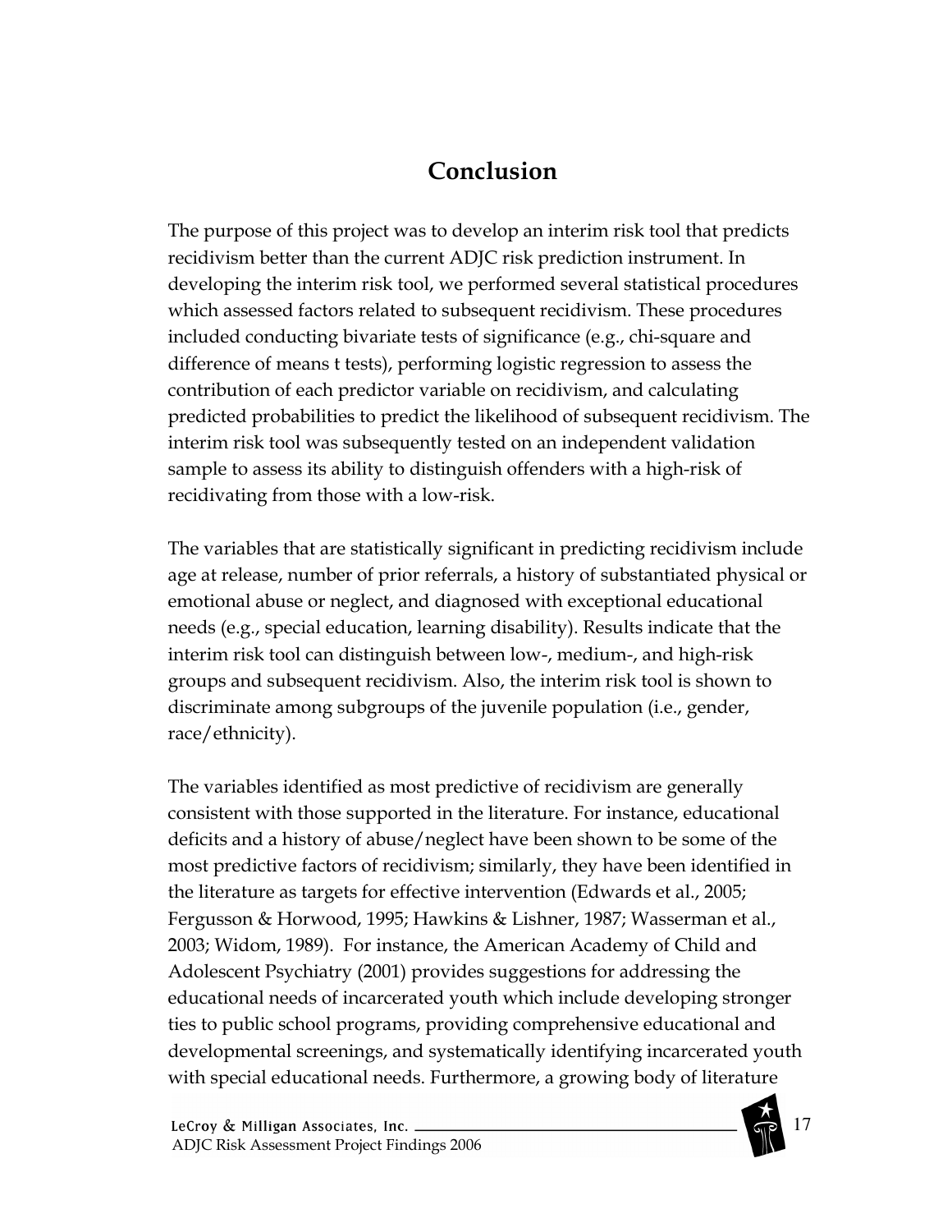# Conclusion

The purpose of this project was to develop an interim risk tool that predicts recidivism better than the current ADJC risk prediction instrument. In developing the interim risk tool, we performed several statistical procedures which assessed factors related to subsequent recidivism. These procedures included conducting bivariate tests of significance (e.g., chi-square and difference of means t tests), performing logistic regression to assess the contribution of each predictor variable on recidivism, and calculating predicted probabilities to predict the likelihood of subsequent recidivism. The interim risk tool was subsequently tested on an independent validation sample to assess its ability to distinguish offenders with a high-risk of recidivating from those with a low-risk.

The variables that are statistically significant in predicting recidivism include age at release, number of prior referrals, a history of substantiated physical or emotional abuse or neglect, and diagnosed with exceptional educational needs (e.g., special education, learning disability). Results indicate that the interim risk tool can distinguish between low-, medium-, and high-risk groups and subsequent recidivism. Also, the interim risk tool is shown to discriminate among subgroups of the juvenile population (i.e., gender, race/ethnicity).

The variables identified as most predictive of recidivism are generally consistent with those supported in the literature. For instance, educational deficits and a history of abuse/neglect have been shown to be some of the most predictive factors of recidivism; similarly, they have been identified in the literature as targets for effective intervention (Edwards et al., 2005; Fergusson & Horwood, 1995; Hawkins & Lishner, 1987; Wasserman et al., 2003; Widom, 1989). For instance, the American Academy of Child and Adolescent Psychiatry (2001) provides suggestions for addressing the educational needs of incarcerated youth which include developing stronger ties to public school programs, providing comprehensive educational and developmental screenings, and systematically identifying incarcerated youth with special educational needs. Furthermore, a growing body of literature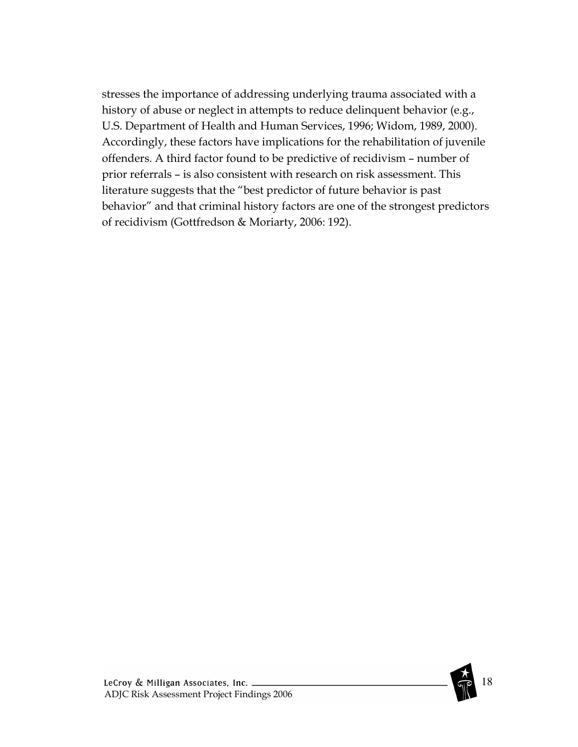stresses the importance of addressing underlying trauma associated with a history of abuse or neglect in attempts to reduce delinquent behavior (e.g., U.S. Department of Health and Human Services, 1996; Widom, 1989, 2000). Accordingly, these factors have implications for the rehabilitation of juvenile offenders. A third factor found to be predictive of recidivism – number of prior referrals – is also consistent with research on risk assessment. This literature suggests that the "best predictor of future behavior is past behavior" and that criminal history factors are one of the strongest predictors of recidivism (Gottfredson & Moriarty, 2006: 192).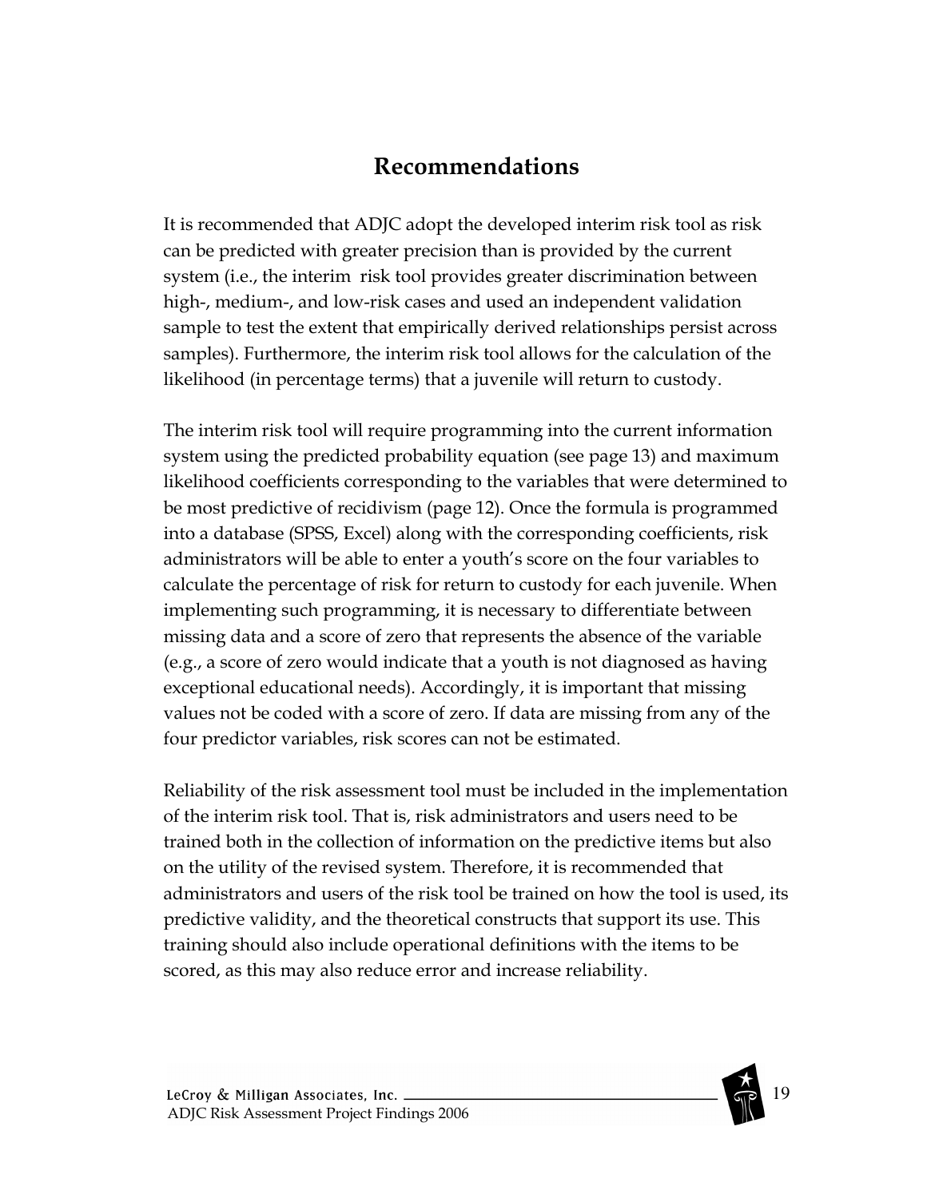# Recommendations

It is recommended that ADJC adopt the developed interim risk tool as risk can be predicted with greater precision than is provided by the current system (i.e., the interim risk tool provides greater discrimination between high-, medium-, and low-risk cases and used an independent validation sample to test the extent that empirically derived relationships persist across samples). Furthermore, the interim risk tool allows for the calculation of the likelihood (in percentage terms) that a juvenile will return to custody.

The interim risk tool will require programming into the current information system using the predicted probability equation (see page 13) and maximum likelihood coefficients corresponding to the variables that were determined to be most predictive of recidivism (page 12). Once the formula is programmed into a database (SPSS, Excel) along with the corresponding coefficients, risk administrators will be able to enter a youth's score on the four variables to calculate the percentage of risk for return to custody for each juvenile. When implementing such programming, it is necessary to differentiate between missing data and a score of zero that represents the absence of the variable (e.g., a score of zero would indicate that a youth is not diagnosed as having exceptional educational needs). Accordingly, it is important that missing values not be coded with a score of zero. If data are missing from any of the four predictor variables, risk scores can not be estimated.

Reliability of the risk assessment tool must be included in the implementation of the interim risk tool. That is, risk administrators and users need to be trained both in the collection of information on the predictive items but also on the utility of the revised system. Therefore, it is recommended that administrators and users of the risk tool be trained on how the tool is used, its predictive validity, and the theoretical constructs that support its use. This training should also include operational definitions with the items to be scored, as this may also reduce error and increase reliability.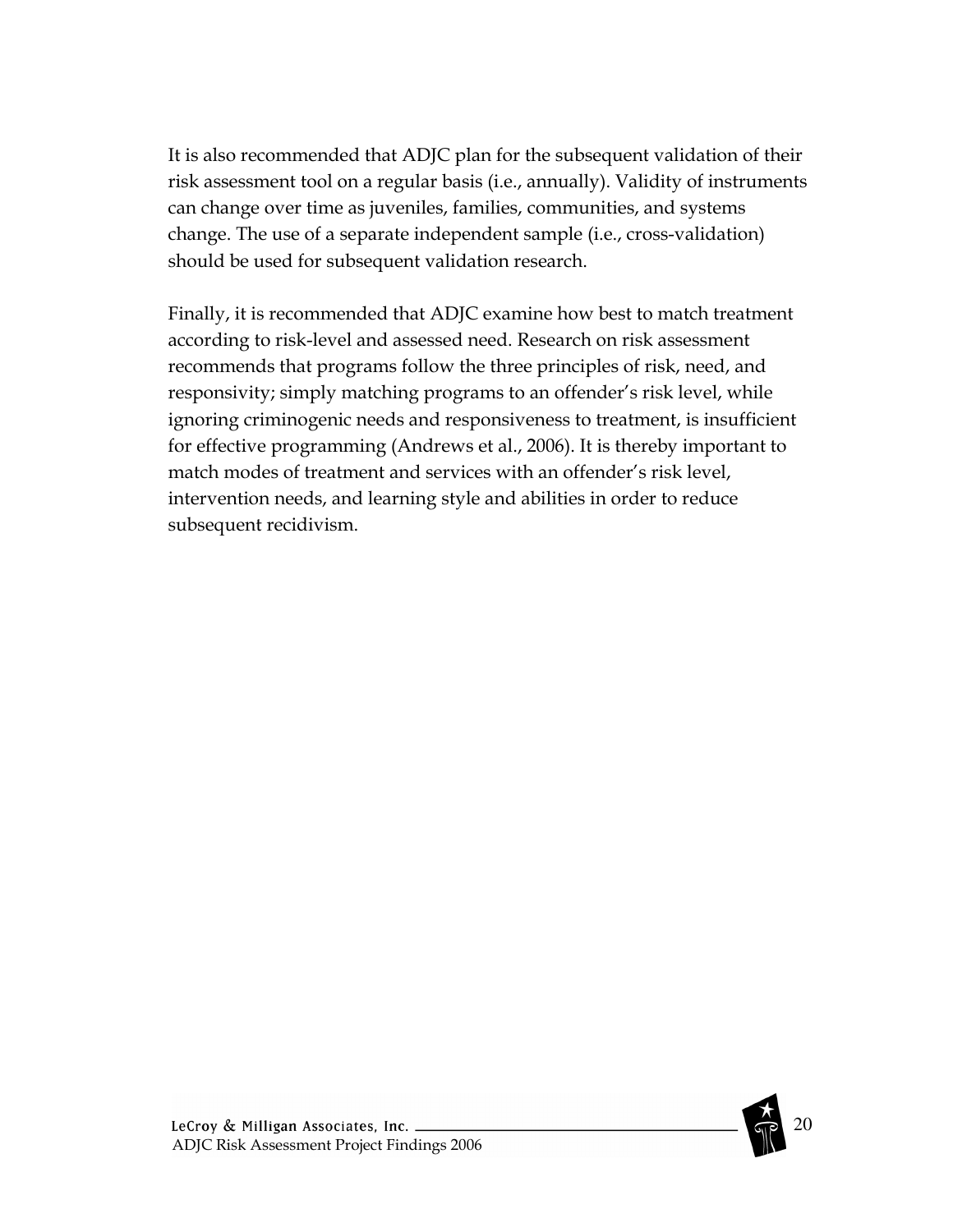It is also recommended that ADJC plan for the subsequent validation of their risk assessment tool on a regular basis (i.e., annually). Validity of instruments can change over time as juveniles, families, communities, and systems change. The use of a separate independent sample (i.e., cross-validation) should be used for subsequent validation research.

Finally, it is recommended that ADJC examine how best to match treatment according to risk-level and assessed need. Research on risk assessment recommends that programs follow the three principles of risk, need, and responsivity; simply matching programs to an offender's risk level, while ignoring criminogenic needs and responsiveness to treatment, is insufficient for effective programming (Andrews et al., 2006). It is thereby important to match modes of treatment and services with an offender's risk level, intervention needs, and learning style and abilities in order to reduce subsequent recidivism.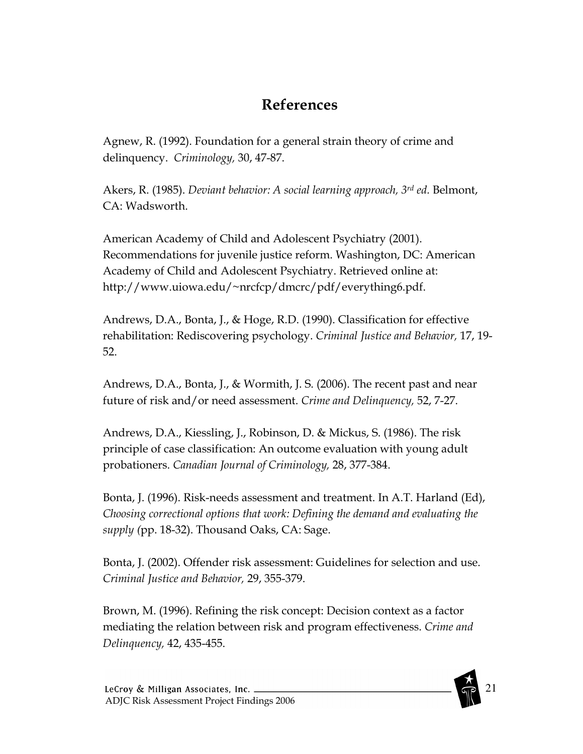# References

Agnew, R. (1992). Foundation for a general strain theory of crime and delinquency. *Criminology,* 30, 47-87.

Akers, R. (1985). *Deviant behavior: A social learning approach, 3rd ed.* Belmont, CA: Wadsworth.

American Academy of Child and Adolescent Psychiatry (2001). Recommendations for juvenile justice reform. Washington, DC: American Academy of Child and Adolescent Psychiatry. Retrieved online at: http://www.uiowa.edu/~nrcfcp/dmcrc/pdf/everything6.pdf.

Andrews, D.A., Bonta, J., & Hoge, R.D. (1990). Classification for effective rehabilitation: Rediscovering psychology. *Criminal Justice and Behavior,* 17, 19-52.

Andrews, D.A., Bonta, J., & Wormith, J. S. (2006). The recent past and near future of risk and/or need assessment. *Crime and Delinquency,* 52, 7-27.

Andrews, D.A., Kiessling, J., Robinson, D. & Mickus, S. (1986). The risk principle of case classification: An outcome evaluation with young adult probationers. *Canadian Journal of Criminology,* 28, 377-384.

Bonta, J. (1996). Risk-needs assessment and treatment. In A.T. Harland (Ed), *Choosing correctional options that work: Defining the demand and evaluating the supply (*pp. 18-32). Thousand Oaks, CA: Sage.

Bonta, J. (2002). Offender risk assessment: Guidelines for selection and use. *Criminal Justice and Behavior,* 29, 355-379.

Brown, M. (1996). Refining the risk concept: Decision context as a factor mediating the relation between risk and program effectiveness. *Crime and Delinquency,* 42, 435-455.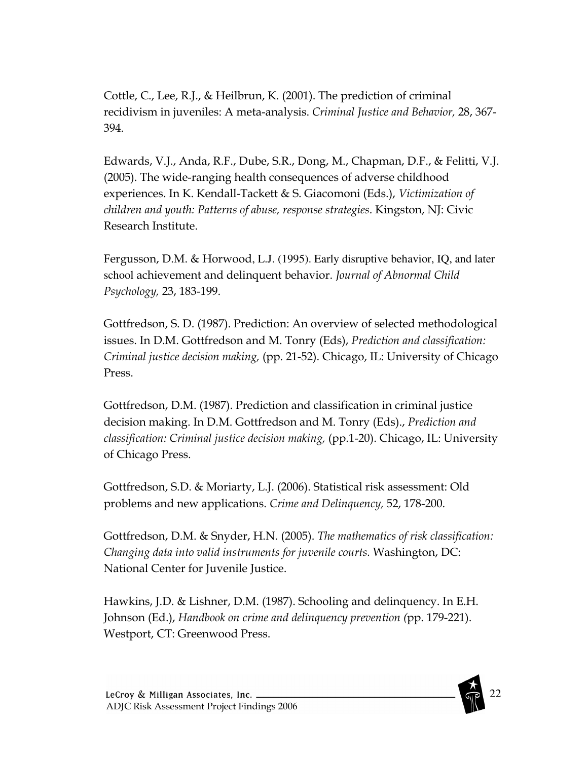Cottle, C., Lee, R.J., & Heilbrun, K. (2001). The prediction of criminal recidivism in juveniles: A meta-analysis. *Criminal Justice and Behavior,* 28, 367-394.

Edwards, V.J., Anda, R.F., Dube, S.R., Dong, M., Chapman, D.F., & Felitti, V.J. (2005). The wide-ranging health consequences of adverse childhood experiences. In K. Kendall-Tackett & S. Giacomoni (Eds.), *Victimization of children and youth: Patterns of abuse, response strategies*. Kingston, NJ: Civic Research Institute.

Fergusson, D.M. & Horwood, L.J. (1995). Early disruptive behavior, IQ, and later school achievement and delinquent behavior. *Journal of Abnormal Child Psychology,* 23, 183-199.

Gottfredson, S. D. (1987). Prediction: An overview of selected methodological issues. In D.M. Gottfredson and M. Tonry (Eds), *Prediction and classification: Criminal justice decision making,* (pp. 21-52). Chicago, IL: University of Chicago Press.

Gottfredson, D.M. (1987). Prediction and classification in criminal justice decision making. In D.M. Gottfredson and M. Tonry (Eds)., *Prediction and classification: Criminal justice decision making,* (pp.1-20). Chicago, IL: University of Chicago Press.

Gottfredson, S.D. & Moriarty, L.J. (2006). Statistical risk assessment: Old problems and new applications. *Crime and Delinquency,* 52, 178-200.

Gottfredson, D.M. & Snyder, H.N. (2005). *The mathematics of risk classification: Changing data into valid instruments for juvenile courts.* Washington, DC: National Center for Juvenile Justice.

Hawkins, J.D. & Lishner, D.M. (1987). Schooling and delinquency. In E.H. Johnson (Ed.), *Handbook on crime and delinquency prevention (*pp. 179-221). Westport, CT: Greenwood Press.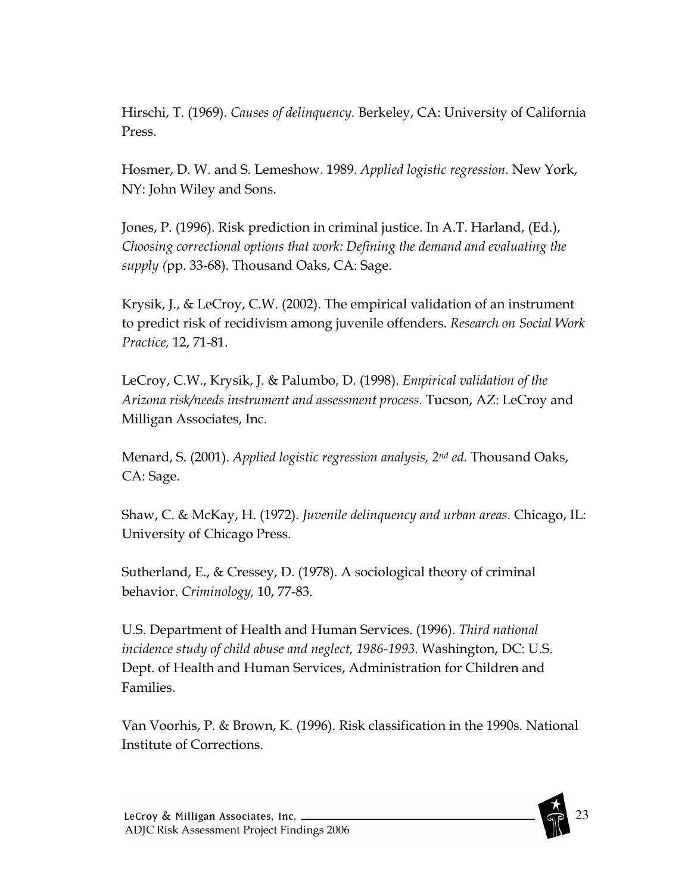Hirschi, T. (1969). *Causes of delinquency.* Berkeley, CA: University of California Press.

Hosmer, D. W. and S. Lemeshow. 1989. *Applied logistic regression.* New York, NY: John Wiley and Sons.

Jones, P. (1996). Risk prediction in criminal justice. In A.T. Harland, (Ed.), *Choosing correctional options that work: Defining the demand and evaluating the supply (*pp. 33-68). Thousand Oaks, CA: Sage.

Krysik, J., & LeCroy, C.W. (2002). The empirical validation of an instrument to predict risk of recidivism among juvenile offenders. *Research on Social Work Practice,* 12, 71-81.

LeCroy, C.W., Krysik, J. & Palumbo, D. (1998). *Empirical validation of the Arizona risk/needs instrument and assessment process.* Tucson, AZ: LeCroy and Milligan Associates, Inc.

Menard, S. (2001). *Applied logistic regression analysis, 2nd ed.* Thousand Oaks, CA: Sage.

Shaw, C. & McKay, H. (1972). *Juvenile delinquency and urban areas.* Chicago, IL: University of Chicago Press.

Sutherland, E., & Cressey, D. (1978). A sociological theory of criminal behavior. *Criminology,* 10, 77-83.

U.S. Department of Health and Human Services. (1996). *Third national incidence study of child abuse and neglect, 1986-1993.* Washington, DC: U.S. Dept. of Health and Human Services, Administration for Children and Families.

Van Voorhis, P. & Brown, K. (1996). Risk classification in the 1990s. National Institute of Corrections.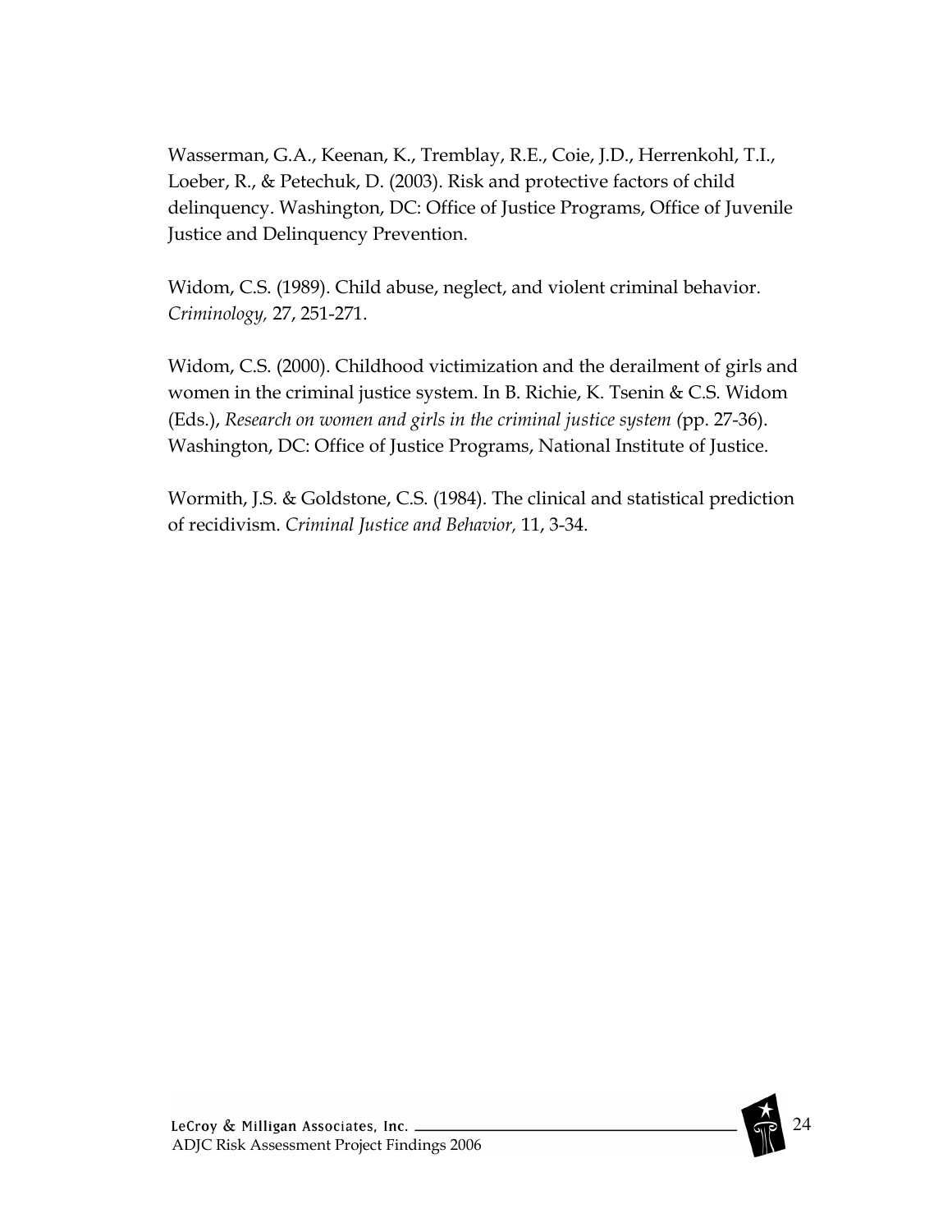Wasserman, G.A., Keenan, K., Tremblay, R.E., Coie, J.D., Herrenkohl, T.I., Loeber, R., & Petechuk, D. (2003). Risk and protective factors of child delinquency. Washington, DC: Office of Justice Programs, Office of Juvenile Justice and Delinquency Prevention.

Widom, C.S. (1989). Child abuse, neglect, and violent criminal behavior. *Criminology,* 27, 251-271.

Widom, C.S. (2000). Childhood victimization and the derailment of girls and women in the criminal justice system. In B. Richie, K. Tsenin & C.S. Widom (Eds.), *Research on women and girls in the criminal justice system (*pp. 27-36). Washington, DC: Office of Justice Programs, National Institute of Justice.

Wormith, J.S. & Goldstone, C.S. (1984). The clinical and statistical prediction of recidivism. *Criminal Justice and Behavior,* 11, 3-34.